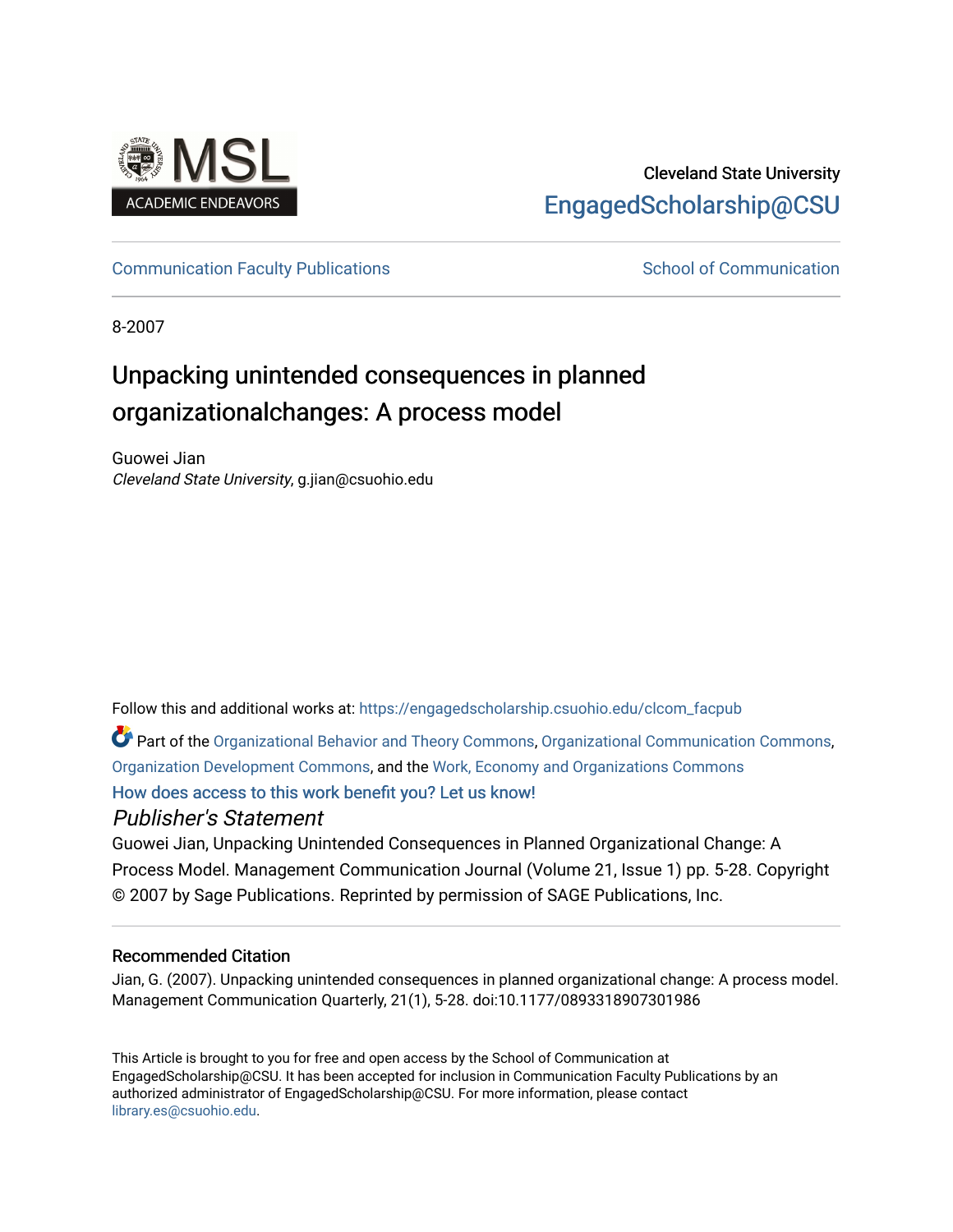Cleveland State University

EngagedScholarship@CSU

Communication Faculty Publications | School of Communication

8-2007

# Unpacking unintended consequences in planned organizationalchanges: A process model

Guowei Jian
*Cleveland State University*, g.jian@csuohio.edu

Follow this and additional works at: https://engagedscholarship.csuohio.edu/clcom_facpub

Part of the Organizational Behavior and Theory Commons, Organizational Communication Commons, Organization Development Commons, and the Work, Economy and Organizations Commons

How does access to this work benefit you? Let us know!

## *Publisher's Statement*

Guowei Jian, Unpacking Unintended Consequences in Planned Organizational Change: A Process Model. Management Communication Journal (Volume 21, Issue 1) pp. 5-28. Copyright © 2007 by Sage Publications. Reprinted by permission of SAGE Publications, Inc.

### Recommended Citation

Jian, G. (2007). Unpacking unintended consequences in planned organizational change: A process model. Management Communication Quarterly, 21(1), 5-28. doi:10.1177/0893318907301986

This Article is brought to you for free and open access by the School of Communication at EngagedScholarship@CSU. It has been accepted for inclusion in Communication Faculty Publications by an authorized administrator of EngagedScholarship@CSU. For more information, please contact library.es@csuohio.edu.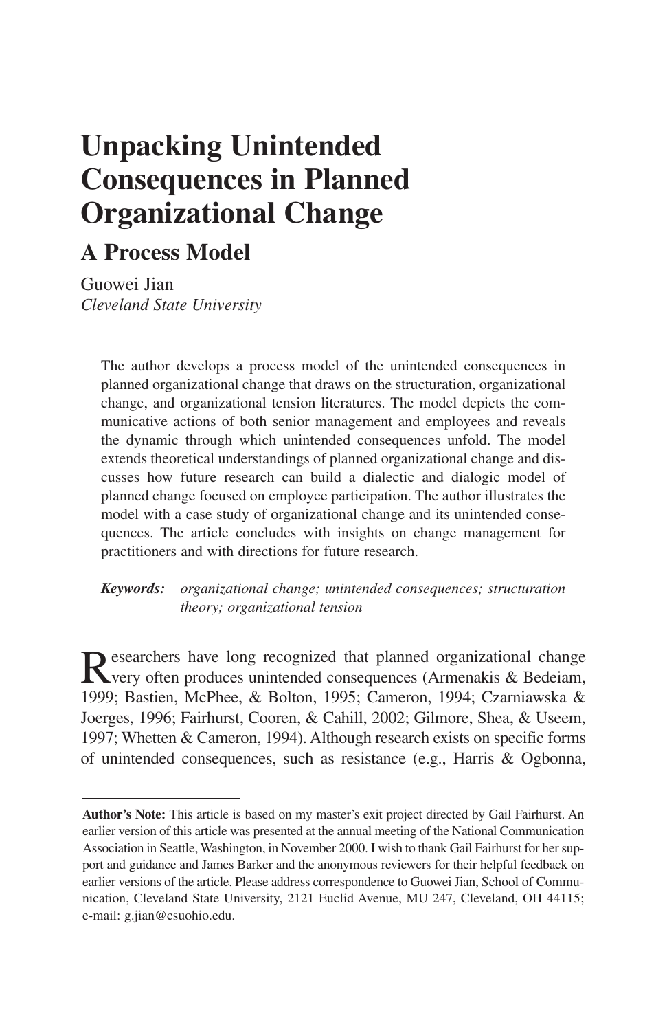# Unpacking Unintended Consequences in Planned Organizational Change

## A Process Model

Guowei Jian
*Cleveland State University*

The author develops a process model of the unintended consequences in planned organizational change that draws on the structuration, organizational change, and organizational tension literatures. The model depicts the communicative actions of both senior management and employees and reveals the dynamic through which unintended consequences unfold. The model extends theoretical understandings of planned organizational change and discusses how future research can build a dialectic and dialogic model of planned change focused on employee participation. The author illustrates the model with a case study of organizational change and its unintended consequences. The article concludes with insights on change management for practitioners and with directions for future research.

***Keywords:*** *organizational change; unintended consequences; structuration theory; organizational tension*

Researchers have long recognized that planned organizational change very often produces unintended consequences (Armenakis & Bedeiam, 1999; Bastien, McPhee, & Bolton, 1995; Cameron, 1994; Czarniawska & Joerges, 1996; Fairhurst, Cooren, & Cahill, 2002; Gilmore, Shea, & Useem, 1997; Whetten & Cameron, 1994). Although research exists on specific forms of unintended consequences, such as resistance (e.g., Harris & Ogbonna,

---

**Author's Note:** This article is based on my master's exit project directed by Gail Fairhurst. An earlier version of this article was presented at the annual meeting of the National Communication Association in Seattle, Washington, in November 2000. I wish to thank Gail Fairhurst for her support and guidance and James Barker and the anonymous reviewers for their helpful feedback on earlier versions of the article. Please address correspondence to Guowei Jian, School of Communication, Cleveland State University, 2121 Euclid Avenue, MU 247, Cleveland, OH 44115; e-mail: g.jian@csuohio.edu.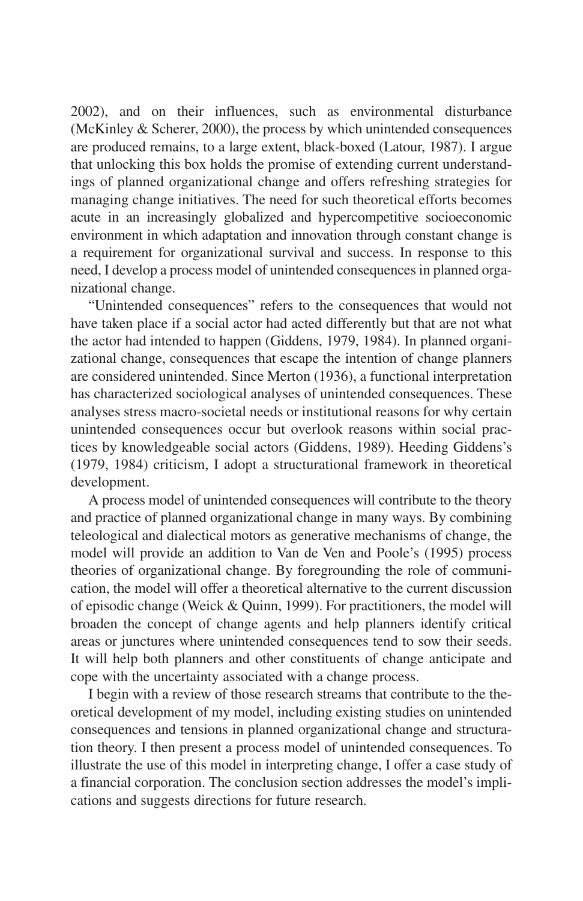2002), and on their influences, such as environmental disturbance (McKinley & Scherer, 2000), the process by which unintended consequences are produced remains, to a large extent, black-boxed (Latour, 1987). I argue that unlocking this box holds the promise of extending current understandings of planned organizational change and offers refreshing strategies for managing change initiatives. The need for such theoretical efforts becomes acute in an increasingly globalized and hypercompetitive socioeconomic environment in which adaptation and innovation through constant change is a requirement for organizational survival and success. In response to this need, I develop a process model of unintended consequences in planned organizational change.

"Unintended consequences" refers to the consequences that would not have taken place if a social actor had acted differently but that are not what the actor had intended to happen (Giddens, 1979, 1984). In planned organizational change, consequences that escape the intention of change planners are considered unintended. Since Merton (1936), a functional interpretation has characterized sociological analyses of unintended consequences. These analyses stress macro-societal needs or institutional reasons for why certain unintended consequences occur but overlook reasons within social practices by knowledgeable social actors (Giddens, 1989). Heeding Giddens's (1979, 1984) criticism, I adopt a structurational framework in theoretical development.

A process model of unintended consequences will contribute to the theory and practice of planned organizational change in many ways. By combining teleological and dialectical motors as generative mechanisms of change, the model will provide an addition to Van de Ven and Poole's (1995) process theories of organizational change. By foregrounding the role of communication, the model will offer a theoretical alternative to the current discussion of episodic change (Weick & Quinn, 1999). For practitioners, the model will broaden the concept of change agents and help planners identify critical areas or junctures where unintended consequences tend to sow their seeds. It will help both planners and other constituents of change anticipate and cope with the uncertainty associated with a change process.

I begin with a review of those research streams that contribute to the theoretical development of my model, including existing studies on unintended consequences and tensions in planned organizational change and structuration theory. I then present a process model of unintended consequences. To illustrate the use of this model in interpreting change, I offer a case study of a financial corporation. The conclusion section addresses the model's implications and suggests directions for future research.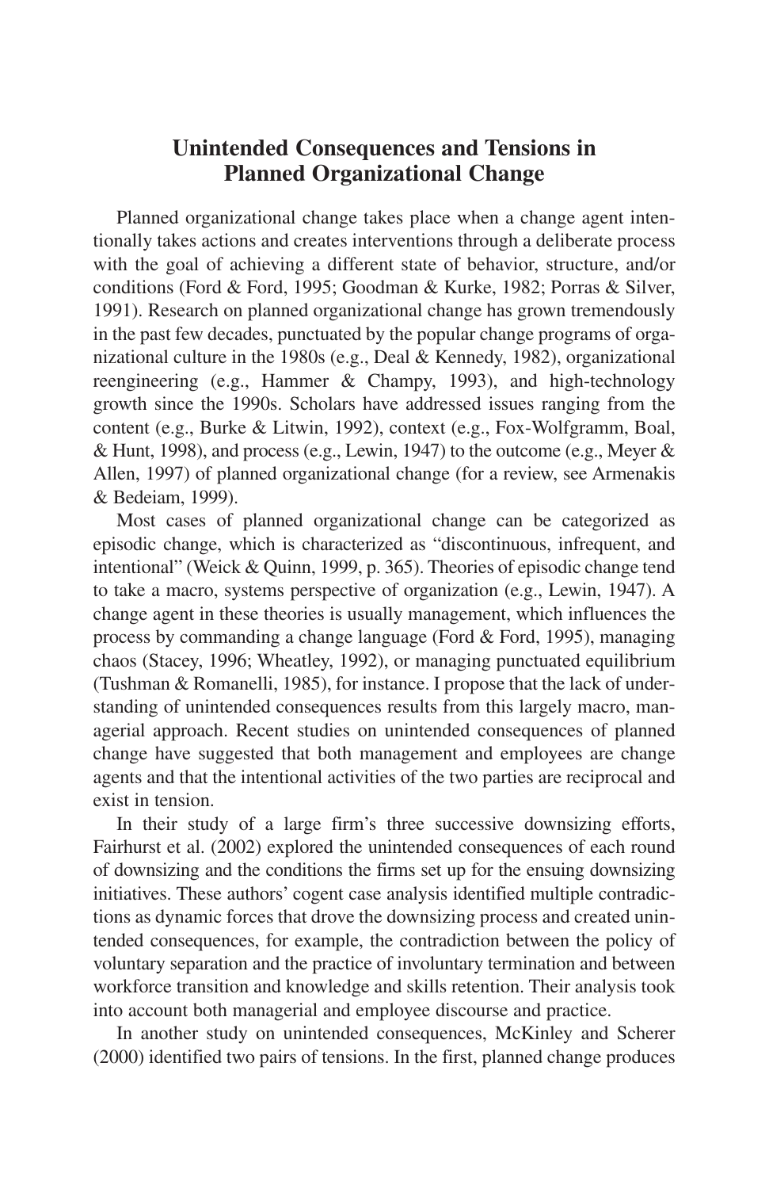## Unintended Consequences and Tensions in Planned Organizational Change

Planned organizational change takes place when a change agent intentionally takes actions and creates interventions through a deliberate process with the goal of achieving a different state of behavior, structure, and/or conditions (Ford & Ford, 1995; Goodman & Kurke, 1982; Porras & Silver, 1991). Research on planned organizational change has grown tremendously in the past few decades, punctuated by the popular change programs of organizational culture in the 1980s (e.g., Deal & Kennedy, 1982), organizational reengineering (e.g., Hammer & Champy, 1993), and high-technology growth since the 1990s. Scholars have addressed issues ranging from the content (e.g., Burke & Litwin, 1992), context (e.g., Fox-Wolfgramm, Boal, & Hunt, 1998), and process (e.g., Lewin, 1947) to the outcome (e.g., Meyer & Allen, 1997) of planned organizational change (for a review, see Armenakis & Bedeiam, 1999).

Most cases of planned organizational change can be categorized as episodic change, which is characterized as "discontinuous, infrequent, and intentional" (Weick & Quinn, 1999, p. 365). Theories of episodic change tend to take a macro, systems perspective of organization (e.g., Lewin, 1947). A change agent in these theories is usually management, which influences the process by commanding a change language (Ford & Ford, 1995), managing chaos (Stacey, 1996; Wheatley, 1992), or managing punctuated equilibrium (Tushman & Romanelli, 1985), for instance. I propose that the lack of understanding of unintended consequences results from this largely macro, managerial approach. Recent studies on unintended consequences of planned change have suggested that both management and employees are change agents and that the intentional activities of the two parties are reciprocal and exist in tension.

In their study of a large firm's three successive downsizing efforts, Fairhurst et al. (2002) explored the unintended consequences of each round of downsizing and the conditions the firms set up for the ensuing downsizing initiatives. These authors' cogent case analysis identified multiple contradictions as dynamic forces that drove the downsizing process and created unintended consequences, for example, the contradiction between the policy of voluntary separation and the practice of involuntary termination and between workforce transition and knowledge and skills retention. Their analysis took into account both managerial and employee discourse and practice.

In another study on unintended consequences, McKinley and Scherer (2000) identified two pairs of tensions. In the first, planned change produces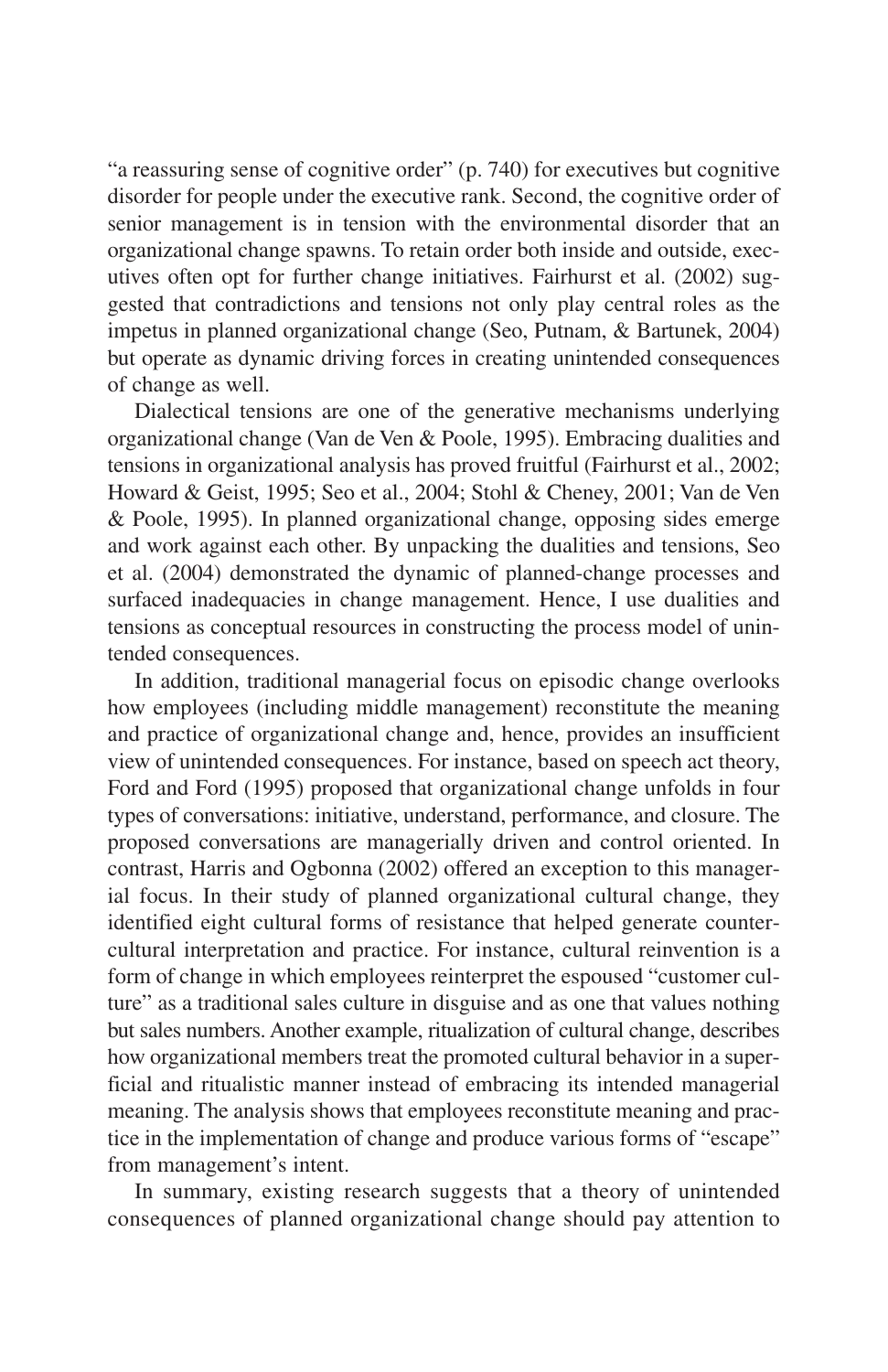"a reassuring sense of cognitive order" (p. 740) for executives but cognitive disorder for people under the executive rank. Second, the cognitive order of senior management is in tension with the environmental disorder that an organizational change spawns. To retain order both inside and outside, executives often opt for further change initiatives. Fairhurst et al. (2002) suggested that contradictions and tensions not only play central roles as the impetus in planned organizational change (Seo, Putnam, & Bartunek, 2004) but operate as dynamic driving forces in creating unintended consequences of change as well.

Dialectical tensions are one of the generative mechanisms underlying organizational change (Van de Ven & Poole, 1995). Embracing dualities and tensions in organizational analysis has proved fruitful (Fairhurst et al., 2002; Howard & Geist, 1995; Seo et al., 2004; Stohl & Cheney, 2001; Van de Ven & Poole, 1995). In planned organizational change, opposing sides emerge and work against each other. By unpacking the dualities and tensions, Seo et al. (2004) demonstrated the dynamic of planned-change processes and surfaced inadequacies in change management. Hence, I use dualities and tensions as conceptual resources in constructing the process model of unintended consequences.

In addition, traditional managerial focus on episodic change overlooks how employees (including middle management) reconstitute the meaning and practice of organizational change and, hence, provides an insufficient view of unintended consequences. For instance, based on speech act theory, Ford and Ford (1995) proposed that organizational change unfolds in four types of conversations: initiative, understand, performance, and closure. The proposed conversations are managerially driven and control oriented. In contrast, Harris and Ogbonna (2002) offered an exception to this managerial focus. In their study of planned organizational cultural change, they identified eight cultural forms of resistance that helped generate countercultural interpretation and practice. For instance, cultural reinvention is a form of change in which employees reinterpret the espoused "customer culture" as a traditional sales culture in disguise and as one that values nothing but sales numbers. Another example, ritualization of cultural change, describes how organizational members treat the promoted cultural behavior in a superficial and ritualistic manner instead of embracing its intended managerial meaning. The analysis shows that employees reconstitute meaning and practice in the implementation of change and produce various forms of "escape" from management's intent.

In summary, existing research suggests that a theory of unintended consequences of planned organizational change should pay attention to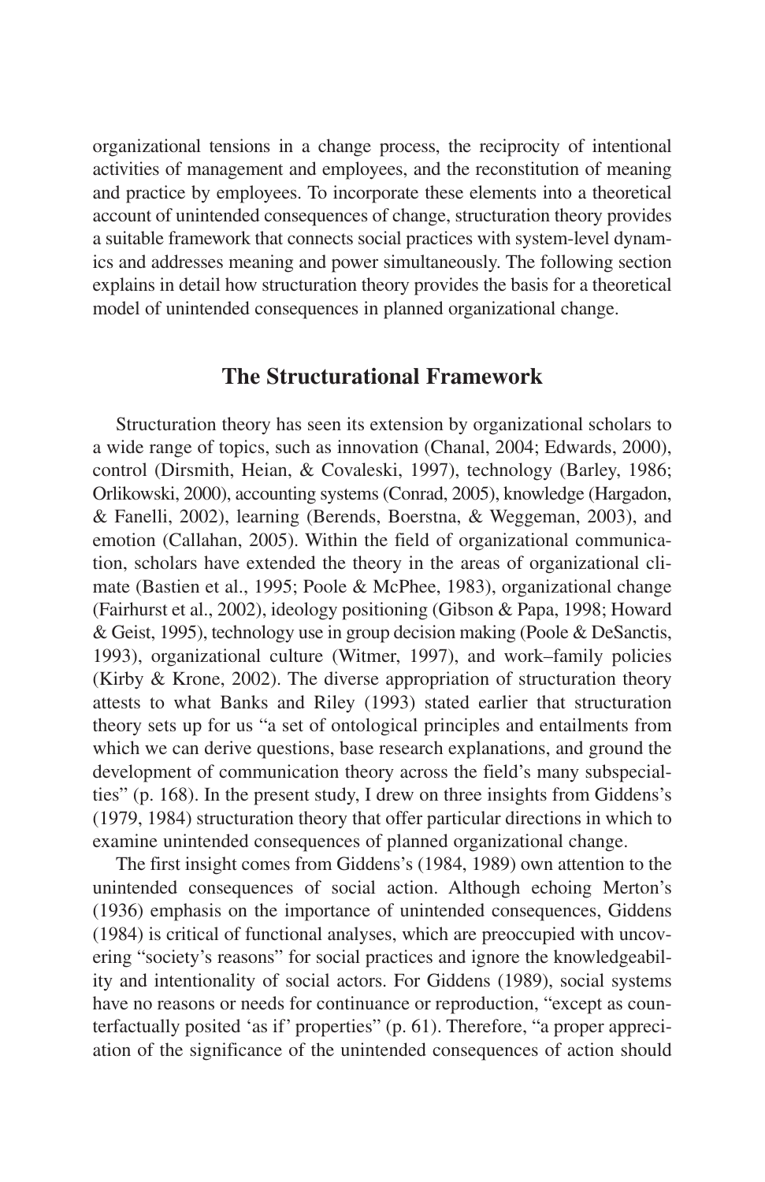organizational tensions in a change process, the reciprocity of intentional activities of management and employees, and the reconstitution of meaning and practice by employees. To incorporate these elements into a theoretical account of unintended consequences of change, structuration theory provides a suitable framework that connects social practices with system-level dynamics and addresses meaning and power simultaneously. The following section explains in detail how structuration theory provides the basis for a theoretical model of unintended consequences in planned organizational change.

## The Structurational Framework

Structuration theory has seen its extension by organizational scholars to a wide range of topics, such as innovation (Chanal, 2004; Edwards, 2000), control (Dirsmith, Heian, & Covaleski, 1997), technology (Barley, 1986; Orlikowski, 2000), accounting systems (Conrad, 2005), knowledge (Hargadon, & Fanelli, 2002), learning (Berends, Boerstna, & Weggeman, 2003), and emotion (Callahan, 2005). Within the field of organizational communication, scholars have extended the theory in the areas of organizational climate (Bastien et al., 1995; Poole & McPhee, 1983), organizational change (Fairhurst et al., 2002), ideology positioning (Gibson & Papa, 1998; Howard & Geist, 1995), technology use in group decision making (Poole & DeSanctis, 1993), organizational culture (Witmer, 1997), and work–family policies (Kirby & Krone, 2002). The diverse appropriation of structuration theory attests to what Banks and Riley (1993) stated earlier that structuration theory sets up for us "a set of ontological principles and entailments from which we can derive questions, base research explanations, and ground the development of communication theory across the field's many subspecialties" (p. 168). In the present study, I drew on three insights from Giddens's (1979, 1984) structuration theory that offer particular directions in which to examine unintended consequences of planned organizational change.

The first insight comes from Giddens's (1984, 1989) own attention to the unintended consequences of social action. Although echoing Merton's (1936) emphasis on the importance of unintended consequences, Giddens (1984) is critical of functional analyses, which are preoccupied with uncovering "society's reasons" for social practices and ignore the knowledgeability and intentionality of social actors. For Giddens (1989), social systems have no reasons or needs for continuance or reproduction, "except as counterfactually posited 'as if' properties" (p. 61). Therefore, "a proper appreciation of the significance of the unintended consequences of action should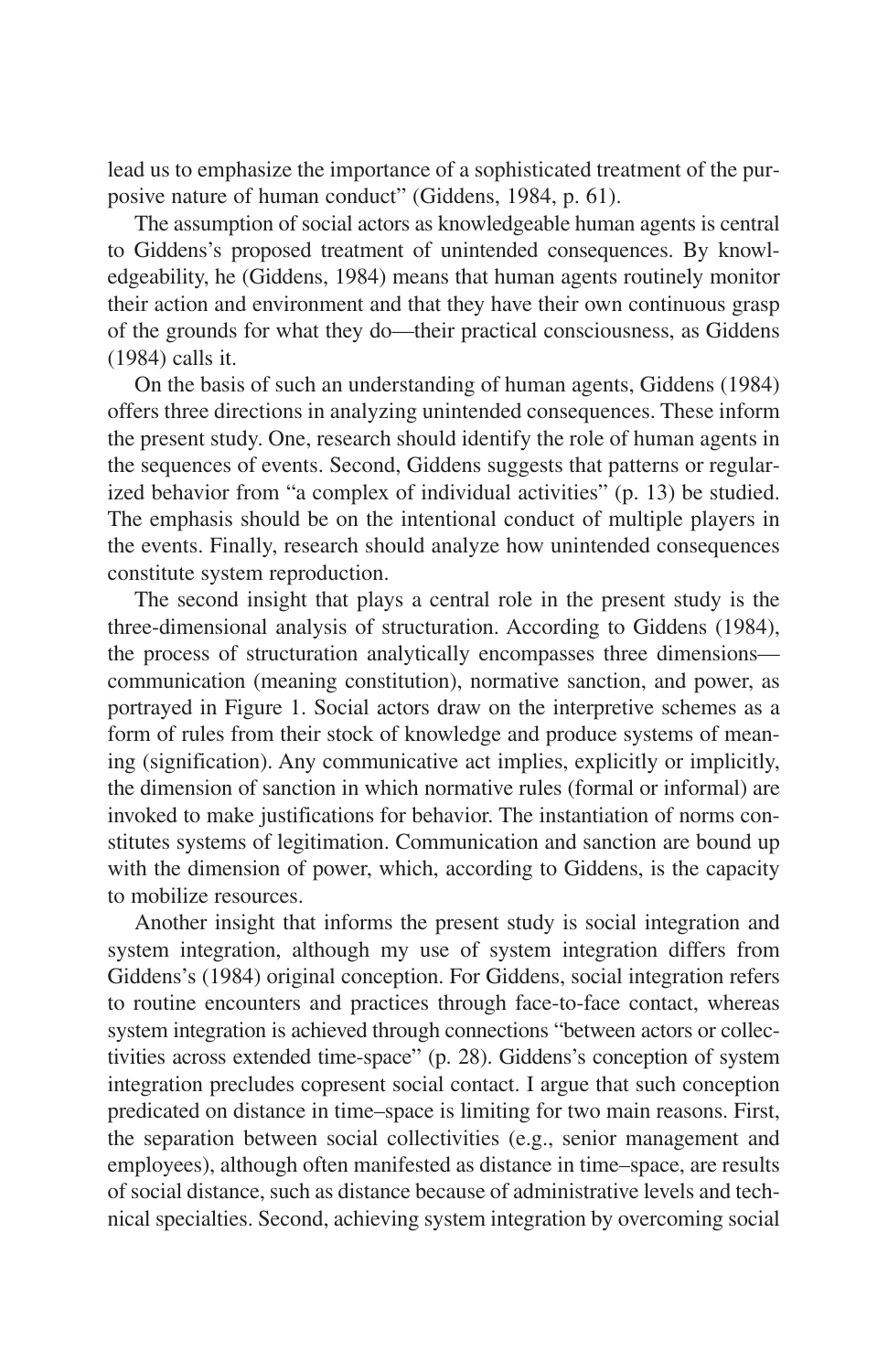lead us to emphasize the importance of a sophisticated treatment of the purposive nature of human conduct" (Giddens, 1984, p. 61).

The assumption of social actors as knowledgeable human agents is central to Giddens's proposed treatment of unintended consequences. By knowledgeability, he (Giddens, 1984) means that human agents routinely monitor their action and environment and that they have their own continuous grasp of the grounds for what they do—their practical consciousness, as Giddens (1984) calls it.

On the basis of such an understanding of human agents, Giddens (1984) offers three directions in analyzing unintended consequences. These inform the present study. One, research should identify the role of human agents in the sequences of events. Second, Giddens suggests that patterns or regularized behavior from "a complex of individual activities" (p. 13) be studied. The emphasis should be on the intentional conduct of multiple players in the events. Finally, research should analyze how unintended consequences constitute system reproduction.

The second insight that plays a central role in the present study is the three-dimensional analysis of structuration. According to Giddens (1984), the process of structuration analytically encompasses three dimensions—communication (meaning constitution), normative sanction, and power, as portrayed in Figure 1. Social actors draw on the interpretive schemes as a form of rules from their stock of knowledge and produce systems of meaning (signification). Any communicative act implies, explicitly or implicitly, the dimension of sanction in which normative rules (formal or informal) are invoked to make justifications for behavior. The instantiation of norms constitutes systems of legitimation. Communication and sanction are bound up with the dimension of power, which, according to Giddens, is the capacity to mobilize resources.

Another insight that informs the present study is social integration and system integration, although my use of system integration differs from Giddens's (1984) original conception. For Giddens, social integration refers to routine encounters and practices through face-to-face contact, whereas system integration is achieved through connections "between actors or collectivities across extended time-space" (p. 28). Giddens's conception of system integration precludes copresent social contact. I argue that such conception predicated on distance in time–space is limiting for two main reasons. First, the separation between social collectivities (e.g., senior management and employees), although often manifested as distance in time–space, are results of social distance, such as distance because of administrative levels and technical specialties. Second, achieving system integration by overcoming social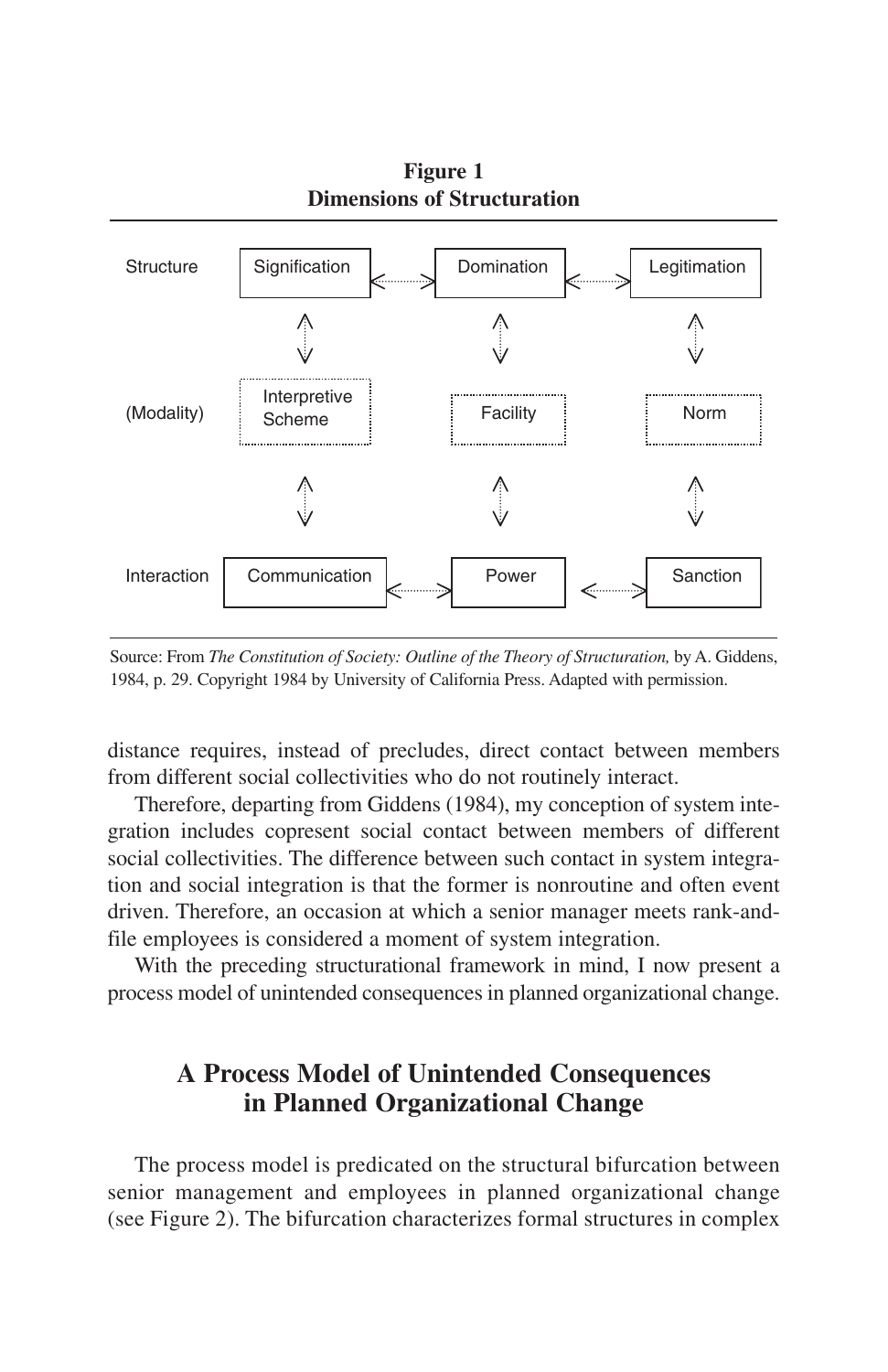**Figure 1**
**Dimensions of Structuration**

| | | | |
|---|---|---|---|
| Structure | Signification | Domination | Legitimation |
| (Modality) | Interpretive Scheme | Facility | Norm |
| Interaction | Communication | Power | Sanction |

Source: From *The Constitution of Society: Outline of the Theory of Structuration,* by A. Giddens, 1984, p. 29. Copyright 1984 by University of California Press. Adapted with permission.

distance requires, instead of precludes, direct contact between members from different social collectivities who do not routinely interact.

Therefore, departing from Giddens (1984), my conception of system integration includes copresent social contact between members of different social collectivities. The difference between such contact in system integration and social integration is that the former is nonroutine and often event driven. Therefore, an occasion at which a senior manager meets rank-and-file employees is considered a moment of system integration.

With the preceding structurational framework in mind, I now present a process model of unintended consequences in planned organizational change.

## A Process Model of Unintended Consequences in Planned Organizational Change

The process model is predicated on the structural bifurcation between senior management and employees in planned organizational change (see Figure 2). The bifurcation characterizes formal structures in complex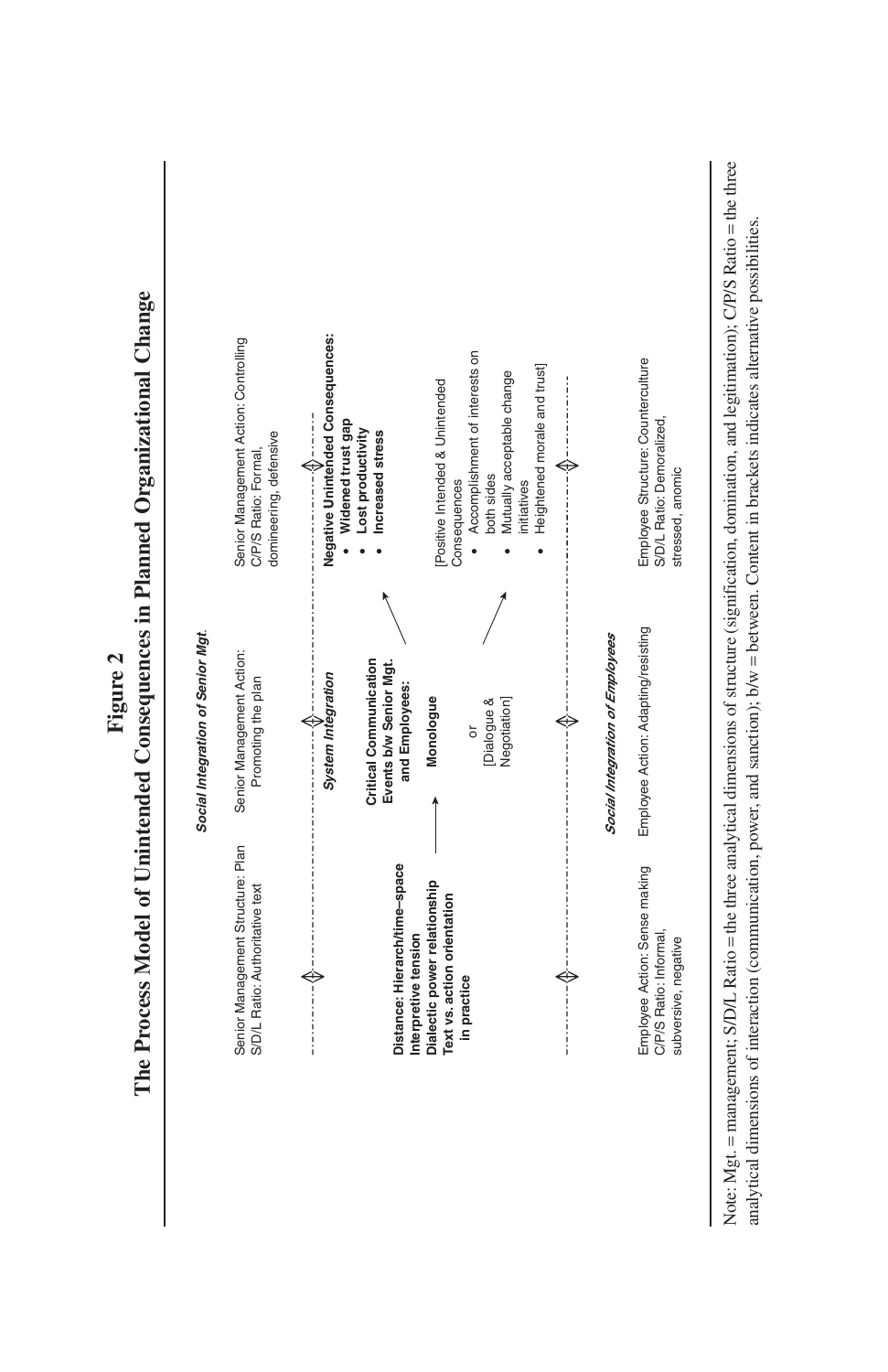# Figure 2

## The Process Model of Unintended Consequences in Planned Organizational Change

***Social Integration of Senior Mgt.***

| Senior Management Structure: Plan<br>S/D/L Ratio: Authoritative text | Senior Management Action: Promoting the plan | Senior Management Action: Controlling<br>C/P/S Ratio: Formal, domineering, defensive |
|---|---|---|

***System Integration***

**Distance: Hierarch/time–space**
**Interpretive tension**
**Dialectic power relationship**
**Text vs. action orientation in practice**

→

**Critical Communication Events b/w Senior Mgt. and Employees:**

**Monologue**

or

[Dialogue & Negotiation]

→

**Negative Unintended Consequences:**
- **Widened trust gap**
- **Lost productivity**
- **Increased stress**

[Positive Intended & Unintended Consequences
- Accomplishment of interests on both sides
- Mutually acceptable change initiatives
- Heightened morale and trust]

***Social Integration of Employees***

| Employee Action: Sense making<br>C/P/S Ratio: Informal, subversive, negative | Employee Action: Adapting/resisting | Employee Structure: Counterculture<br>S/D/L Ratio: Demoralized, stressed, anomic |
|---|---|---|

Note: Mgt. = management; S/D/L Ratio = the three analytical dimensions of structure (signification, domination, and legitimation); C/P/S Ratio = the three analytical dimensions of interaction (communication, power, and sanction); b/w = between. Content in brackets indicates alternative possibilities.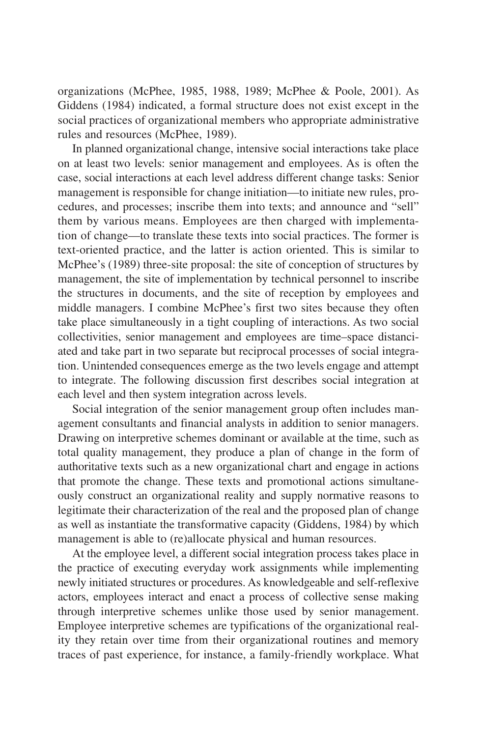organizations (McPhee, 1985, 1988, 1989; McPhee & Poole, 2001). As Giddens (1984) indicated, a formal structure does not exist except in the social practices of organizational members who appropriate administrative rules and resources (McPhee, 1989).

In planned organizational change, intensive social interactions take place on at least two levels: senior management and employees. As is often the case, social interactions at each level address different change tasks: Senior management is responsible for change initiation—to initiate new rules, procedures, and processes; inscribe them into texts; and announce and "sell" them by various means. Employees are then charged with implementation of change—to translate these texts into social practices. The former is text-oriented practice, and the latter is action oriented. This is similar to McPhee's (1989) three-site proposal: the site of conception of structures by management, the site of implementation by technical personnel to inscribe the structures in documents, and the site of reception by employees and middle managers. I combine McPhee's first two sites because they often take place simultaneously in a tight coupling of interactions. As two social collectivities, senior management and employees are time–space distanciated and take part in two separate but reciprocal processes of social integration. Unintended consequences emerge as the two levels engage and attempt to integrate. The following discussion first describes social integration at each level and then system integration across levels.

Social integration of the senior management group often includes management consultants and financial analysts in addition to senior managers. Drawing on interpretive schemes dominant or available at the time, such as total quality management, they produce a plan of change in the form of authoritative texts such as a new organizational chart and engage in actions that promote the change. These texts and promotional actions simultaneously construct an organizational reality and supply normative reasons to legitimate their characterization of the real and the proposed plan of change as well as instantiate the transformative capacity (Giddens, 1984) by which management is able to (re)allocate physical and human resources.

At the employee level, a different social integration process takes place in the practice of executing everyday work assignments while implementing newly initiated structures or procedures. As knowledgeable and self-reflexive actors, employees interact and enact a process of collective sense making through interpretive schemes unlike those used by senior management. Employee interpretive schemes are typifications of the organizational reality they retain over time from their organizational routines and memory traces of past experience, for instance, a family-friendly workplace. What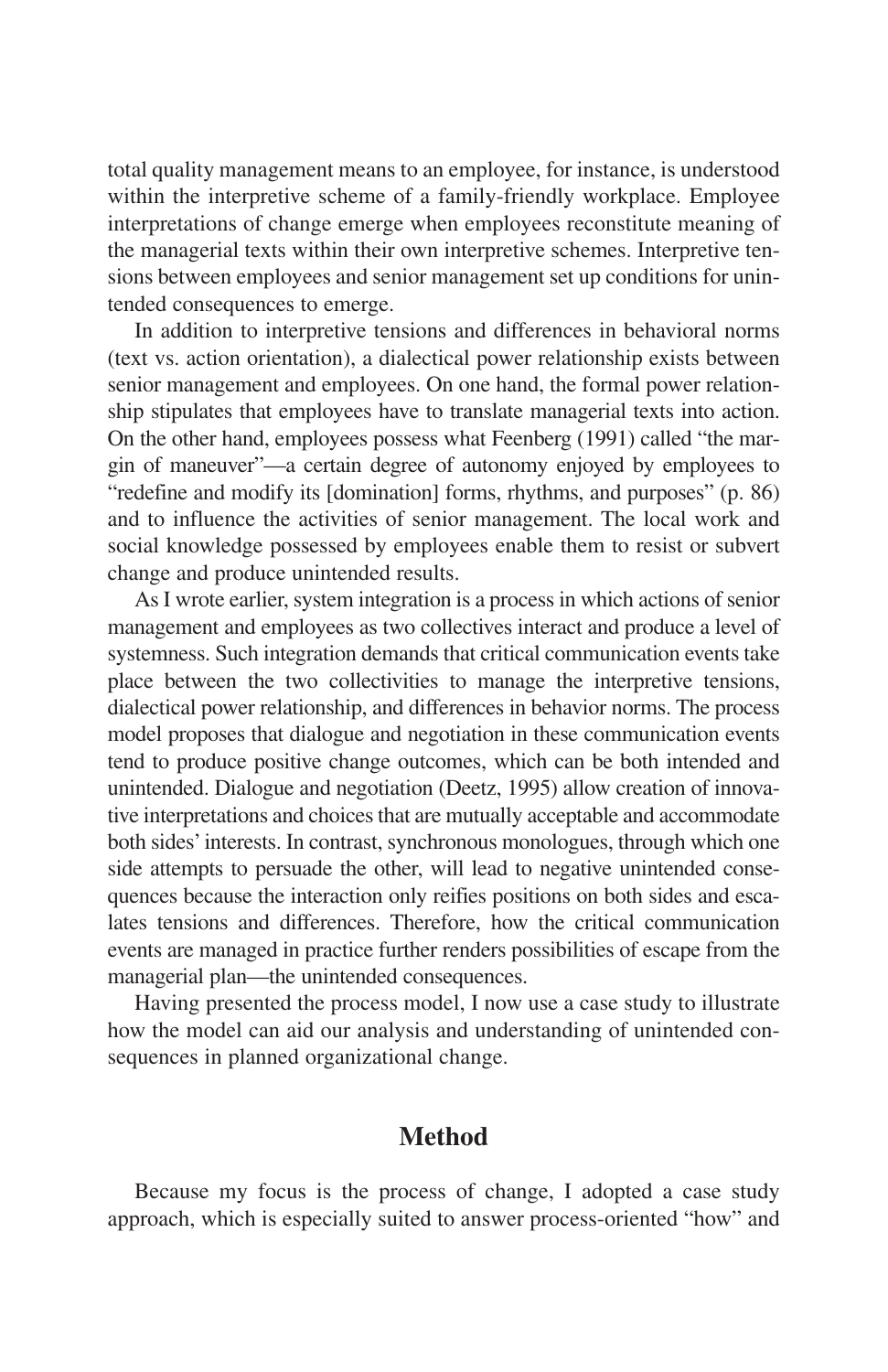total quality management means to an employee, for instance, is understood within the interpretive scheme of a family-friendly workplace. Employee interpretations of change emerge when employees reconstitute meaning of the managerial texts within their own interpretive schemes. Interpretive tensions between employees and senior management set up conditions for unintended consequences to emerge.

In addition to interpretive tensions and differences in behavioral norms (text vs. action orientation), a dialectical power relationship exists between senior management and employees. On one hand, the formal power relationship stipulates that employees have to translate managerial texts into action. On the other hand, employees possess what Feenberg (1991) called "the margin of maneuver"—a certain degree of autonomy enjoyed by employees to "redefine and modify its [domination] forms, rhythms, and purposes" (p. 86) and to influence the activities of senior management. The local work and social knowledge possessed by employees enable them to resist or subvert change and produce unintended results.

As I wrote earlier, system integration is a process in which actions of senior management and employees as two collectives interact and produce a level of systemness. Such integration demands that critical communication events take place between the two collectivities to manage the interpretive tensions, dialectical power relationship, and differences in behavior norms. The process model proposes that dialogue and negotiation in these communication events tend to produce positive change outcomes, which can be both intended and unintended. Dialogue and negotiation (Deetz, 1995) allow creation of innovative interpretations and choices that are mutually acceptable and accommodate both sides' interests. In contrast, synchronous monologues, through which one side attempts to persuade the other, will lead to negative unintended consequences because the interaction only reifies positions on both sides and escalates tensions and differences. Therefore, how the critical communication events are managed in practice further renders possibilities of escape from the managerial plan—the unintended consequences.

Having presented the process model, I now use a case study to illustrate how the model can aid our analysis and understanding of unintended consequences in planned organizational change.

## Method

Because my focus is the process of change, I adopted a case study approach, which is especially suited to answer process-oriented "how" and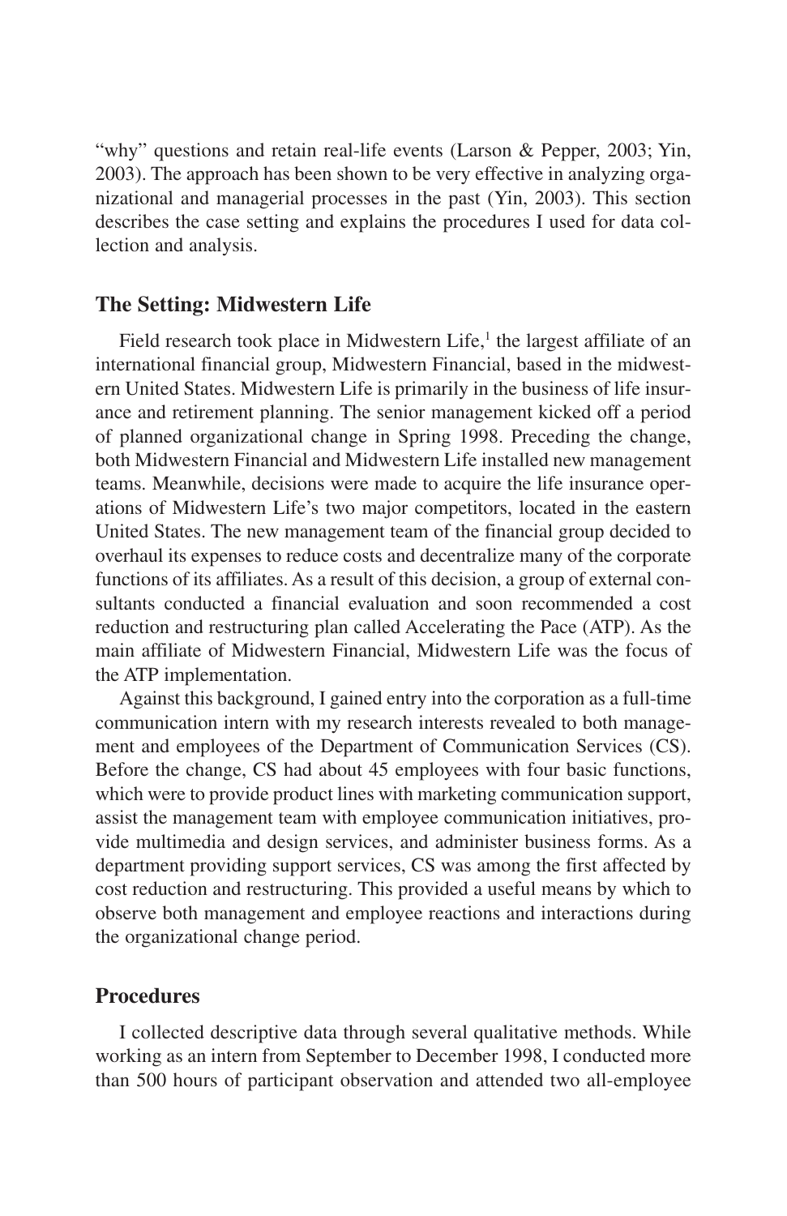"why" questions and retain real-life events (Larson & Pepper, 2003; Yin, 2003). The approach has been shown to be very effective in analyzing organizational and managerial processes in the past (Yin, 2003). This section describes the case setting and explains the procedures I used for data collection and analysis.

## The Setting: Midwestern Life

Field research took place in Midwestern Life,[1] the largest affiliate of an international financial group, Midwestern Financial, based in the midwestern United States. Midwestern Life is primarily in the business of life insurance and retirement planning. The senior management kicked off a period of planned organizational change in Spring 1998. Preceding the change, both Midwestern Financial and Midwestern Life installed new management teams. Meanwhile, decisions were made to acquire the life insurance operations of Midwestern Life's two major competitors, located in the eastern United States. The new management team of the financial group decided to overhaul its expenses to reduce costs and decentralize many of the corporate functions of its affiliates. As a result of this decision, a group of external consultants conducted a financial evaluation and soon recommended a cost reduction and restructuring plan called Accelerating the Pace (ATP). As the main affiliate of Midwestern Financial, Midwestern Life was the focus of the ATP implementation.

Against this background, I gained entry into the corporation as a full-time communication intern with my research interests revealed to both management and employees of the Department of Communication Services (CS). Before the change, CS had about 45 employees with four basic functions, which were to provide product lines with marketing communication support, assist the management team with employee communication initiatives, provide multimedia and design services, and administer business forms. As a department providing support services, CS was among the first affected by cost reduction and restructuring. This provided a useful means by which to observe both management and employee reactions and interactions during the organizational change period.

## Procedures

I collected descriptive data through several qualitative methods. While working as an intern from September to December 1998, I conducted more than 500 hours of participant observation and attended two all-employee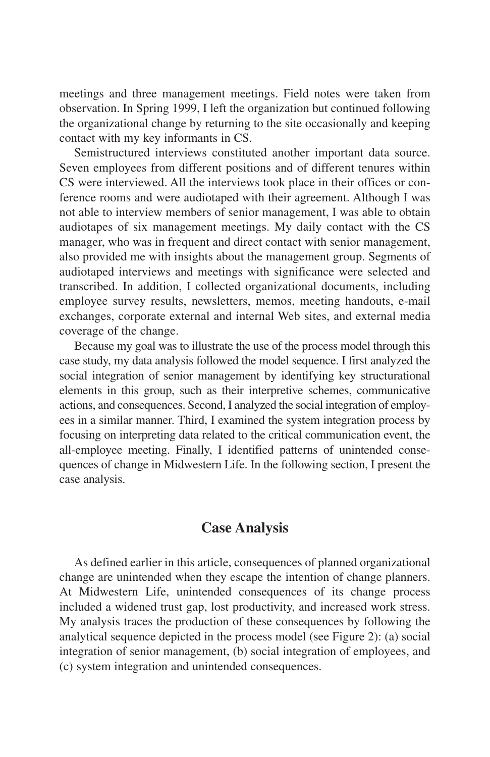meetings and three management meetings. Field notes were taken from observation. In Spring 1999, I left the organization but continued following the organizational change by returning to the site occasionally and keeping contact with my key informants in CS.

Semistructured interviews constituted another important data source. Seven employees from different positions and of different tenures within CS were interviewed. All the interviews took place in their offices or conference rooms and were audiotaped with their agreement. Although I was not able to interview members of senior management, I was able to obtain audiotapes of six management meetings. My daily contact with the CS manager, who was in frequent and direct contact with senior management, also provided me with insights about the management group. Segments of audiotaped interviews and meetings with significance were selected and transcribed. In addition, I collected organizational documents, including employee survey results, newsletters, memos, meeting handouts, e-mail exchanges, corporate external and internal Web sites, and external media coverage of the change.

Because my goal was to illustrate the use of the process model through this case study, my data analysis followed the model sequence. I first analyzed the social integration of senior management by identifying key structurational elements in this group, such as their interpretive schemes, communicative actions, and consequences. Second, I analyzed the social integration of employees in a similar manner. Third, I examined the system integration process by focusing on interpreting data related to the critical communication event, the all-employee meeting. Finally, I identified patterns of unintended consequences of change in Midwestern Life. In the following section, I present the case analysis.

## Case Analysis

As defined earlier in this article, consequences of planned organizational change are unintended when they escape the intention of change planners. At Midwestern Life, unintended consequences of its change process included a widened trust gap, lost productivity, and increased work stress. My analysis traces the production of these consequences by following the analytical sequence depicted in the process model (see Figure 2): (a) social integration of senior management, (b) social integration of employees, and (c) system integration and unintended consequences.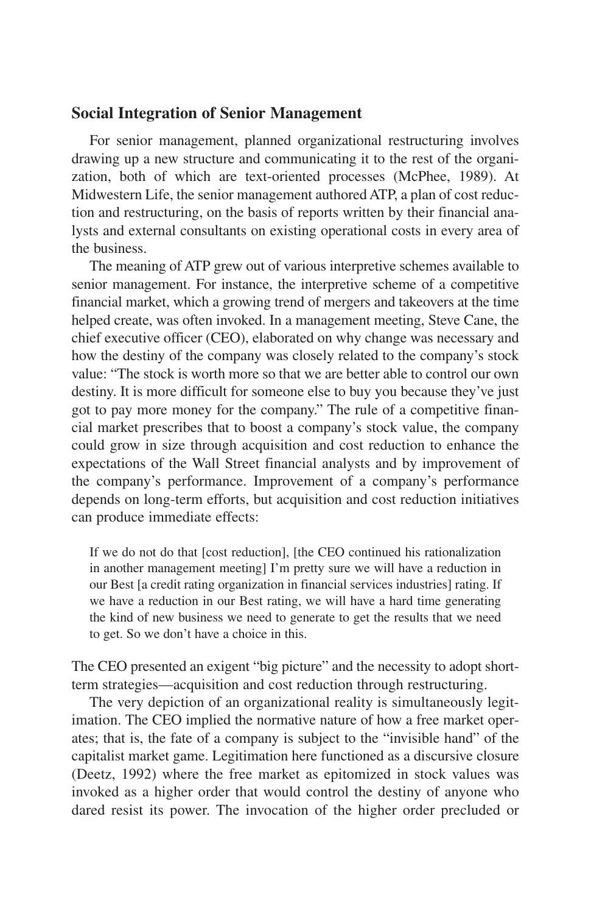## Social Integration of Senior Management

For senior management, planned organizational restructuring involves drawing up a new structure and communicating it to the rest of the organization, both of which are text-oriented processes (McPhee, 1989). At Midwestern Life, the senior management authored ATP, a plan of cost reduction and restructuring, on the basis of reports written by their financial analysts and external consultants on existing operational costs in every area of the business.

The meaning of ATP grew out of various interpretive schemes available to senior management. For instance, the interpretive scheme of a competitive financial market, which a growing trend of mergers and takeovers at the time helped create, was often invoked. In a management meeting, Steve Cane, the chief executive officer (CEO), elaborated on why change was necessary and how the destiny of the company was closely related to the company's stock value: "The stock is worth more so that we are better able to control our own destiny. It is more difficult for someone else to buy you because they've just got to pay more money for the company." The rule of a competitive financial market prescribes that to boost a company's stock value, the company could grow in size through acquisition and cost reduction to enhance the expectations of the Wall Street financial analysts and by improvement of the company's performance. Improvement of a company's performance depends on long-term efforts, but acquisition and cost reduction initiatives can produce immediate effects:

> If we do not do that [cost reduction], [the CEO continued his rationalization in another management meeting] I'm pretty sure we will have a reduction in our Best [a credit rating organization in financial services industries] rating. If we have a reduction in our Best rating, we will have a hard time generating the kind of new business we need to generate to get the results that we need to get. So we don't have a choice in this.

The CEO presented an exigent "big picture" and the necessity to adopt short-term strategies—acquisition and cost reduction through restructuring.

The very depiction of an organizational reality is simultaneously legitimation. The CEO implied the normative nature of how a free market operates; that is, the fate of a company is subject to the "invisible hand" of the capitalist market game. Legitimation here functioned as a discursive closure (Deetz, 1992) where the free market as epitomized in stock values was invoked as a higher order that would control the destiny of anyone who dared resist its power. The invocation of the higher order precluded or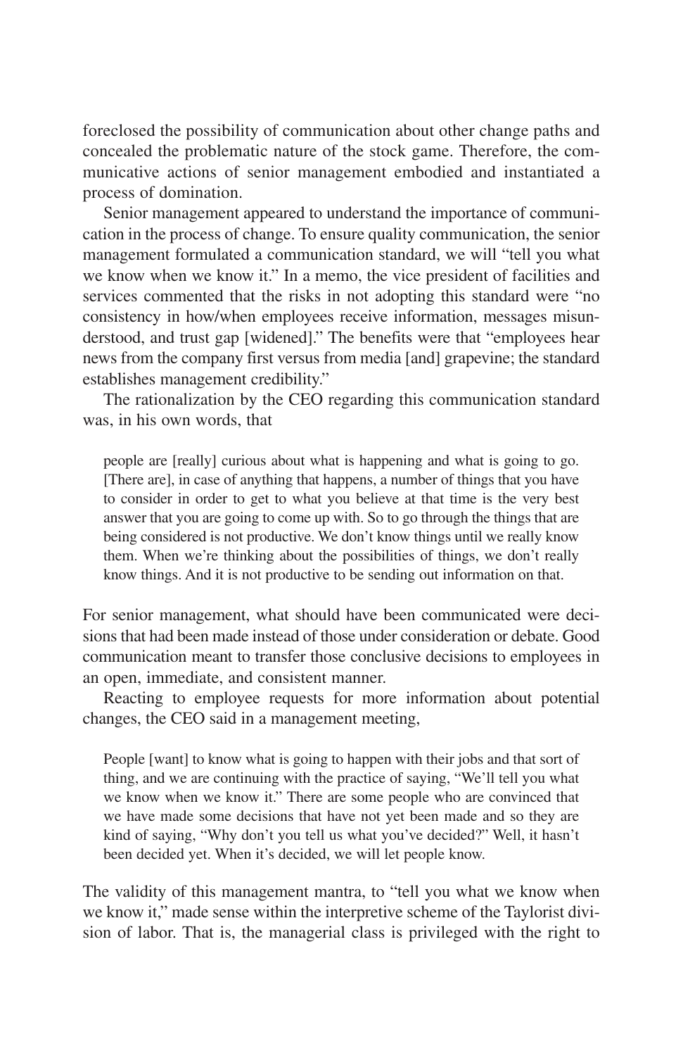foreclosed the possibility of communication about other change paths and concealed the problematic nature of the stock game. Therefore, the communicative actions of senior management embodied and instantiated a process of domination.

Senior management appeared to understand the importance of communication in the process of change. To ensure quality communication, the senior management formulated a communication standard, we will "tell you what we know when we know it." In a memo, the vice president of facilities and services commented that the risks in not adopting this standard were "no consistency in how/when employees receive information, messages misunderstood, and trust gap [widened]." The benefits were that "employees hear news from the company first versus from media [and] grapevine; the standard establishes management credibility."

The rationalization by the CEO regarding this communication standard was, in his own words, that

> people are [really] curious about what is happening and what is going to go. [There are], in case of anything that happens, a number of things that you have to consider in order to get to what you believe at that time is the very best answer that you are going to come up with. So to go through the things that are being considered is not productive. We don't know things until we really know them. When we're thinking about the possibilities of things, we don't really know things. And it is not productive to be sending out information on that.

For senior management, what should have been communicated were decisions that had been made instead of those under consideration or debate. Good communication meant to transfer those conclusive decisions to employees in an open, immediate, and consistent manner.

Reacting to employee requests for more information about potential changes, the CEO said in a management meeting,

> People [want] to know what is going to happen with their jobs and that sort of thing, and we are continuing with the practice of saying, "We'll tell you what we know when we know it." There are some people who are convinced that we have made some decisions that have not yet been made and so they are kind of saying, "Why don't you tell us what you've decided?" Well, it hasn't been decided yet. When it's decided, we will let people know.

The validity of this management mantra, to "tell you what we know when we know it," made sense within the interpretive scheme of the Taylorist division of labor. That is, the managerial class is privileged with the right to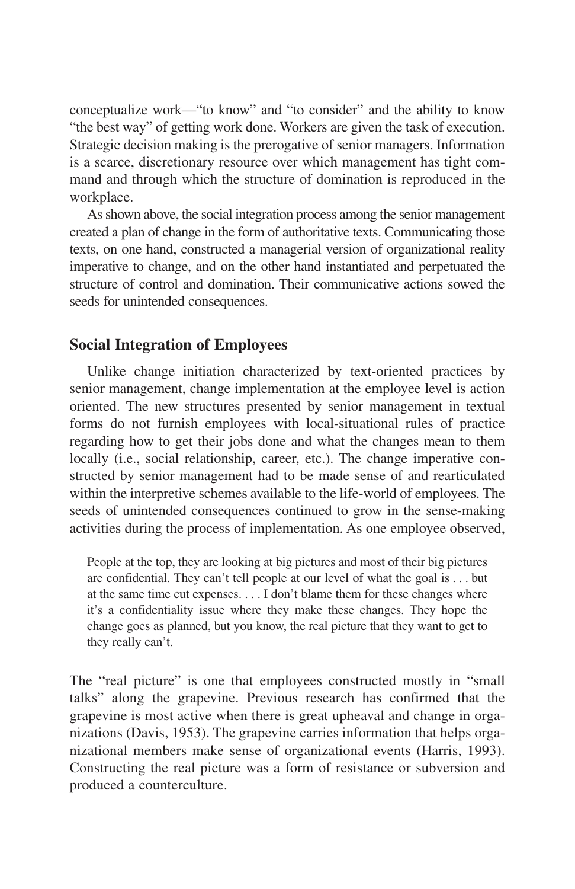conceptualize work—"to know" and "to consider" and the ability to know "the best way" of getting work done. Workers are given the task of execution. Strategic decision making is the prerogative of senior managers. Information is a scarce, discretionary resource over which management has tight command and through which the structure of domination is reproduced in the workplace.

As shown above, the social integration process among the senior management created a plan of change in the form of authoritative texts. Communicating those texts, on one hand, constructed a managerial version of organizational reality imperative to change, and on the other hand instantiated and perpetuated the structure of control and domination. Their communicative actions sowed the seeds for unintended consequences.

## Social Integration of Employees

Unlike change initiation characterized by text-oriented practices by senior management, change implementation at the employee level is action oriented. The new structures presented by senior management in textual forms do not furnish employees with local-situational rules of practice regarding how to get their jobs done and what the changes mean to them locally (i.e., social relationship, career, etc.). The change imperative constructed by senior management had to be made sense of and rearticulated within the interpretive schemes available to the life-world of employees. The seeds of unintended consequences continued to grow in the sense-making activities during the process of implementation. As one employee observed,

> People at the top, they are looking at big pictures and most of their big pictures are confidential. They can't tell people at our level of what the goal is . . . but at the same time cut expenses. . . . I don't blame them for these changes where it's a confidentiality issue where they make these changes. They hope the change goes as planned, but you know, the real picture that they want to get to they really can't.

The "real picture" is one that employees constructed mostly in "small talks" along the grapevine. Previous research has confirmed that the grapevine is most active when there is great upheaval and change in organizations (Davis, 1953). The grapevine carries information that helps organizational members make sense of organizational events (Harris, 1993). Constructing the real picture was a form of resistance or subversion and produced a counterculture.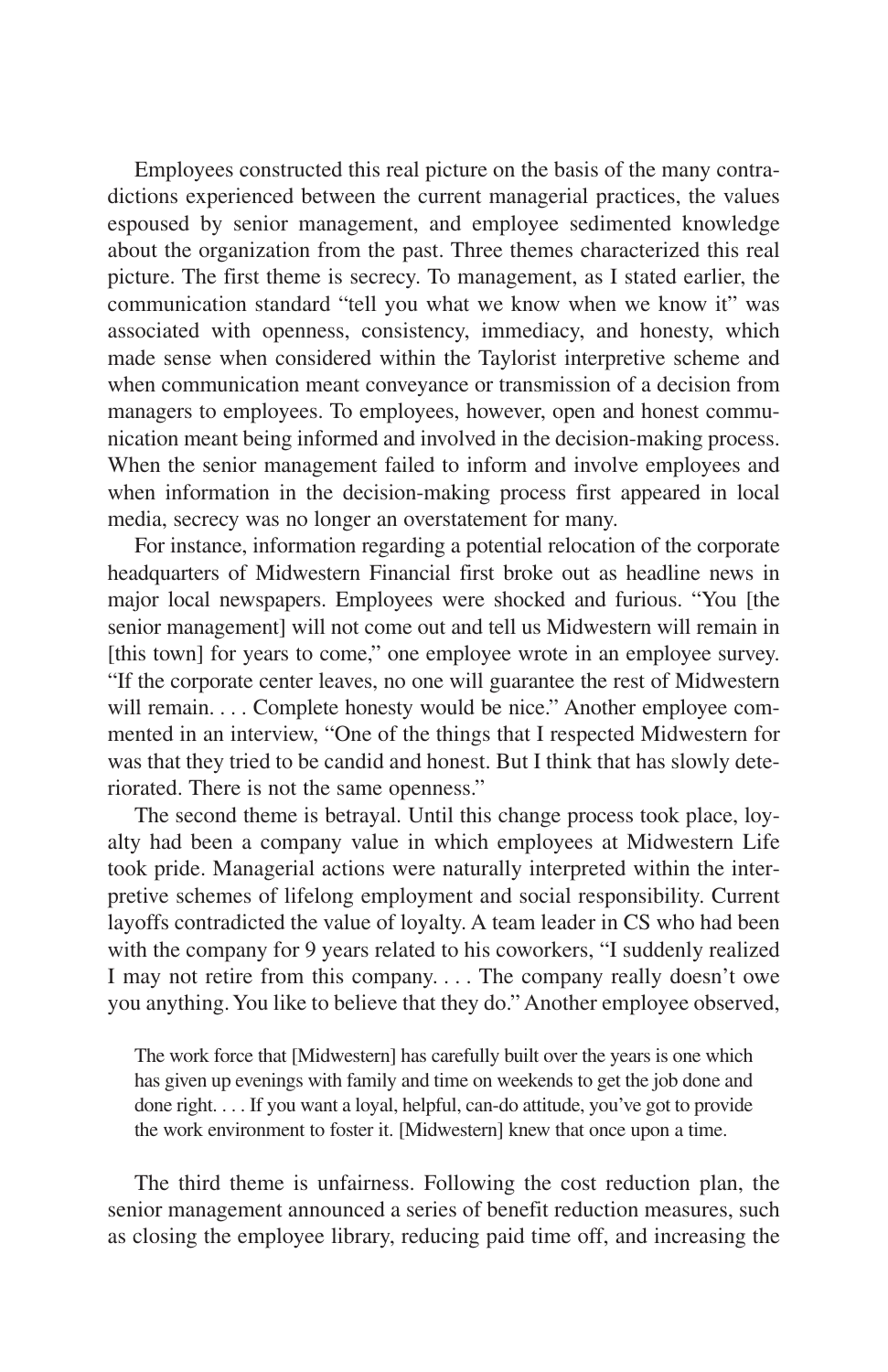Employees constructed this real picture on the basis of the many contradictions experienced between the current managerial practices, the values espoused by senior management, and employee sedimented knowledge about the organization from the past. Three themes characterized this real picture. The first theme is secrecy. To management, as I stated earlier, the communication standard "tell you what we know when we know it" was associated with openness, consistency, immediacy, and honesty, which made sense when considered within the Taylorist interpretive scheme and when communication meant conveyance or transmission of a decision from managers to employees. To employees, however, open and honest communication meant being informed and involved in the decision-making process. When the senior management failed to inform and involve employees and when information in the decision-making process first appeared in local media, secrecy was no longer an overstatement for many.

For instance, information regarding a potential relocation of the corporate headquarters of Midwestern Financial first broke out as headline news in major local newspapers. Employees were shocked and furious. "You [the senior management] will not come out and tell us Midwestern will remain in [this town] for years to come," one employee wrote in an employee survey. "If the corporate center leaves, no one will guarantee the rest of Midwestern will remain. . . . Complete honesty would be nice." Another employee commented in an interview, "One of the things that I respected Midwestern for was that they tried to be candid and honest. But I think that has slowly deteriorated. There is not the same openness."

The second theme is betrayal. Until this change process took place, loyalty had been a company value in which employees at Midwestern Life took pride. Managerial actions were naturally interpreted within the interpretive schemes of lifelong employment and social responsibility. Current layoffs contradicted the value of loyalty. A team leader in CS who had been with the company for 9 years related to his coworkers, "I suddenly realized I may not retire from this company. . . . The company really doesn't owe you anything. You like to believe that they do." Another employee observed,

> The work force that [Midwestern] has carefully built over the years is one which has given up evenings with family and time on weekends to get the job done and done right. . . . If you want a loyal, helpful, can-do attitude, you've got to provide the work environment to foster it. [Midwestern] knew that once upon a time.

The third theme is unfairness. Following the cost reduction plan, the senior management announced a series of benefit reduction measures, such as closing the employee library, reducing paid time off, and increasing the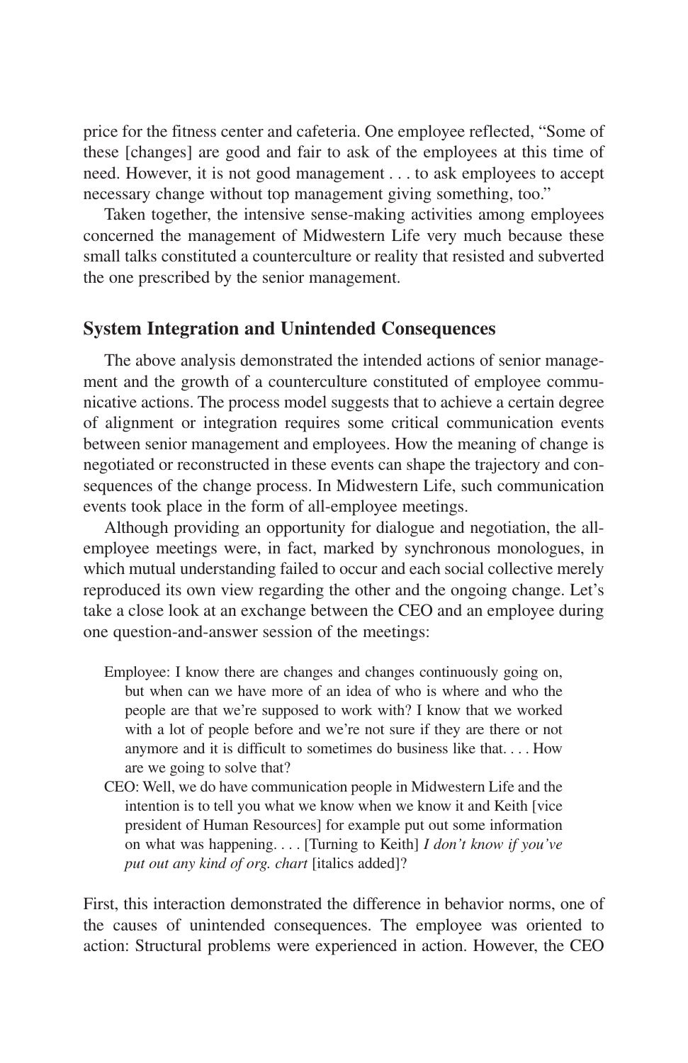price for the fitness center and cafeteria. One employee reflected, "Some of these [changes] are good and fair to ask of the employees at this time of need. However, it is not good management . . . to ask employees to accept necessary change without top management giving something, too."

Taken together, the intensive sense-making activities among employees concerned the management of Midwestern Life very much because these small talks constituted a counterculture or reality that resisted and subverted the one prescribed by the senior management.

## System Integration and Unintended Consequences

The above analysis demonstrated the intended actions of senior management and the growth of a counterculture constituted of employee communicative actions. The process model suggests that to achieve a certain degree of alignment or integration requires some critical communication events between senior management and employees. How the meaning of change is negotiated or reconstructed in these events can shape the trajectory and consequences of the change process. In Midwestern Life, such communication events took place in the form of all-employee meetings.

Although providing an opportunity for dialogue and negotiation, the all-employee meetings were, in fact, marked by synchronous monologues, in which mutual understanding failed to occur and each social collective merely reproduced its own view regarding the other and the ongoing change. Let's take a close look at an exchange between the CEO and an employee during one question-and-answer session of the meetings:

> Employee: I know there are changes and changes continuously going on, but when can we have more of an idea of who is where and who the people are that we're supposed to work with? I know that we worked with a lot of people before and we're not sure if they are there or not anymore and it is difficult to sometimes do business like that. . . . How are we going to solve that?
>
> CEO: Well, we do have communication people in Midwestern Life and the intention is to tell you what we know when we know it and Keith [vice president of Human Resources] for example put out some information on what was happening. . . . [Turning to Keith] *I don't know if you've put out any kind of org. chart* [italics added]?

First, this interaction demonstrated the difference in behavior norms, one of the causes of unintended consequences. The employee was oriented to action: Structural problems were experienced in action. However, the CEO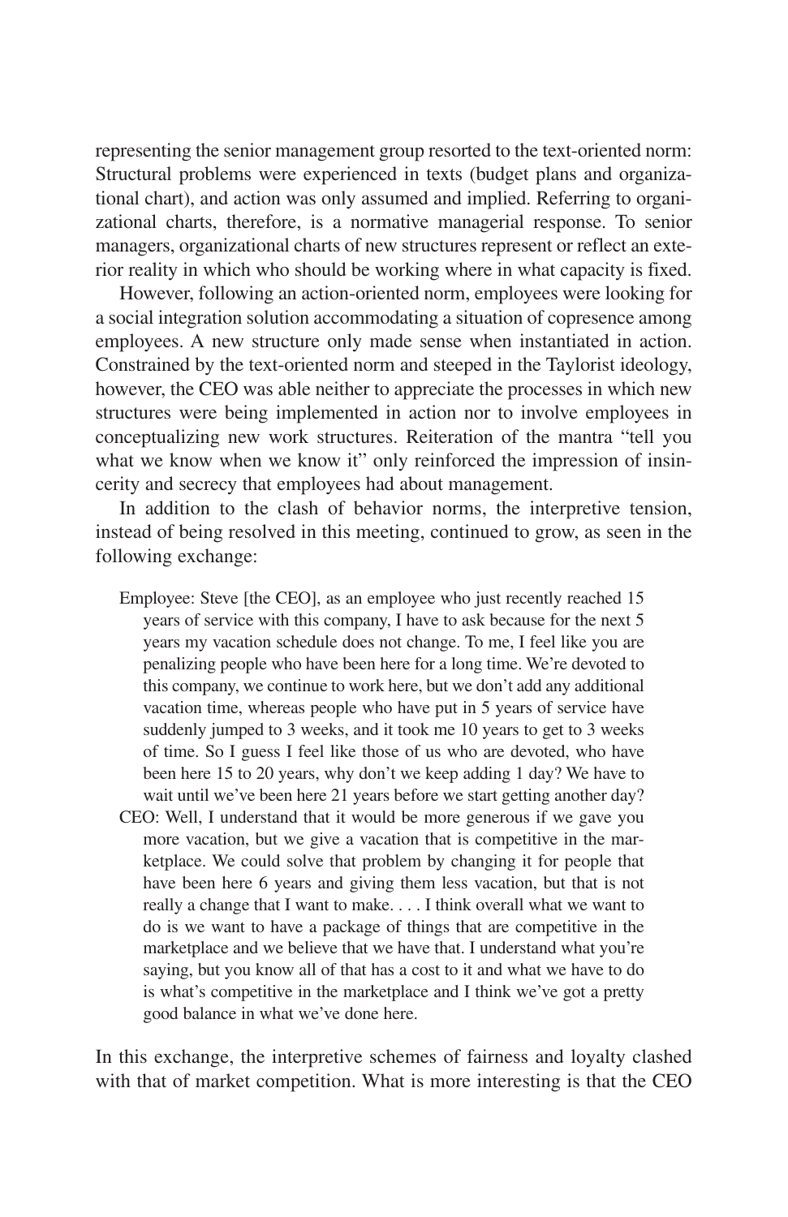representing the senior management group resorted to the text-oriented norm: Structural problems were experienced in texts (budget plans and organizational chart), and action was only assumed and implied. Referring to organizational charts, therefore, is a normative managerial response. To senior managers, organizational charts of new structures represent or reflect an exterior reality in which who should be working where in what capacity is fixed.

However, following an action-oriented norm, employees were looking for a social integration solution accommodating a situation of copresence among employees. A new structure only made sense when instantiated in action. Constrained by the text-oriented norm and steeped in the Taylorist ideology, however, the CEO was able neither to appreciate the processes in which new structures were being implemented in action nor to involve employees in conceptualizing new work structures. Reiteration of the mantra "tell you what we know when we know it" only reinforced the impression of insincerity and secrecy that employees had about management.

In addition to the clash of behavior norms, the interpretive tension, instead of being resolved in this meeting, continued to grow, as seen in the following exchange:

> Employee: Steve [the CEO], as an employee who just recently reached 15 years of service with this company, I have to ask because for the next 5 years my vacation schedule does not change. To me, I feel like you are penalizing people who have been here for a long time. We're devoted to this company, we continue to work here, but we don't add any additional vacation time, whereas people who have put in 5 years of service have suddenly jumped to 3 weeks, and it took me 10 years to get to 3 weeks of time. So I guess I feel like those of us who are devoted, who have been here 15 to 20 years, why don't we keep adding 1 day? We have to wait until we've been here 21 years before we start getting another day?
>
> CEO: Well, I understand that it would be more generous if we gave you more vacation, but we give a vacation that is competitive in the marketplace. We could solve that problem by changing it for people that have been here 6 years and giving them less vacation, but that is not really a change that I want to make. . . . I think overall what we want to do is we want to have a package of things that are competitive in the marketplace and we believe that we have that. I understand what you're saying, but you know all of that has a cost to it and what we have to do is what's competitive in the marketplace and I think we've got a pretty good balance in what we've done here.

In this exchange, the interpretive schemes of fairness and loyalty clashed with that of market competition. What is more interesting is that the CEO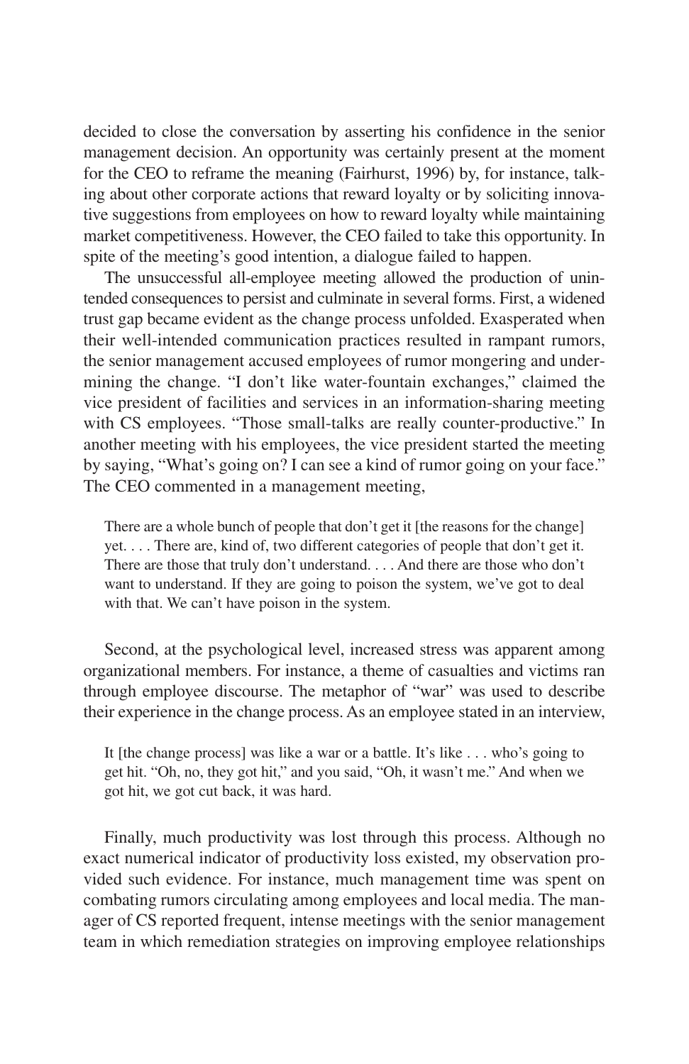decided to close the conversation by asserting his confidence in the senior management decision. An opportunity was certainly present at the moment for the CEO to reframe the meaning (Fairhurst, 1996) by, for instance, talking about other corporate actions that reward loyalty or by soliciting innovative suggestions from employees on how to reward loyalty while maintaining market competitiveness. However, the CEO failed to take this opportunity. In spite of the meeting's good intention, a dialogue failed to happen.

The unsuccessful all-employee meeting allowed the production of unintended consequences to persist and culminate in several forms. First, a widened trust gap became evident as the change process unfolded. Exasperated when their well-intended communication practices resulted in rampant rumors, the senior management accused employees of rumor mongering and undermining the change. "I don't like water-fountain exchanges," claimed the vice president of facilities and services in an information-sharing meeting with CS employees. "Those small-talks are really counter-productive." In another meeting with his employees, the vice president started the meeting by saying, "What's going on? I can see a kind of rumor going on your face." The CEO commented in a management meeting,

> There are a whole bunch of people that don't get it [the reasons for the change] yet. . . . There are, kind of, two different categories of people that don't get it. There are those that truly don't understand. . . . And there are those who don't want to understand. If they are going to poison the system, we've got to deal with that. We can't have poison in the system.

Second, at the psychological level, increased stress was apparent among organizational members. For instance, a theme of casualties and victims ran through employee discourse. The metaphor of "war" was used to describe their experience in the change process. As an employee stated in an interview,

> It [the change process] was like a war or a battle. It's like . . . who's going to get hit. "Oh, no, they got hit," and you said, "Oh, it wasn't me." And when we got hit, we got cut back, it was hard.

Finally, much productivity was lost through this process. Although no exact numerical indicator of productivity loss existed, my observation provided such evidence. For instance, much management time was spent on combating rumors circulating among employees and local media. The manager of CS reported frequent, intense meetings with the senior management team in which remediation strategies on improving employee relationships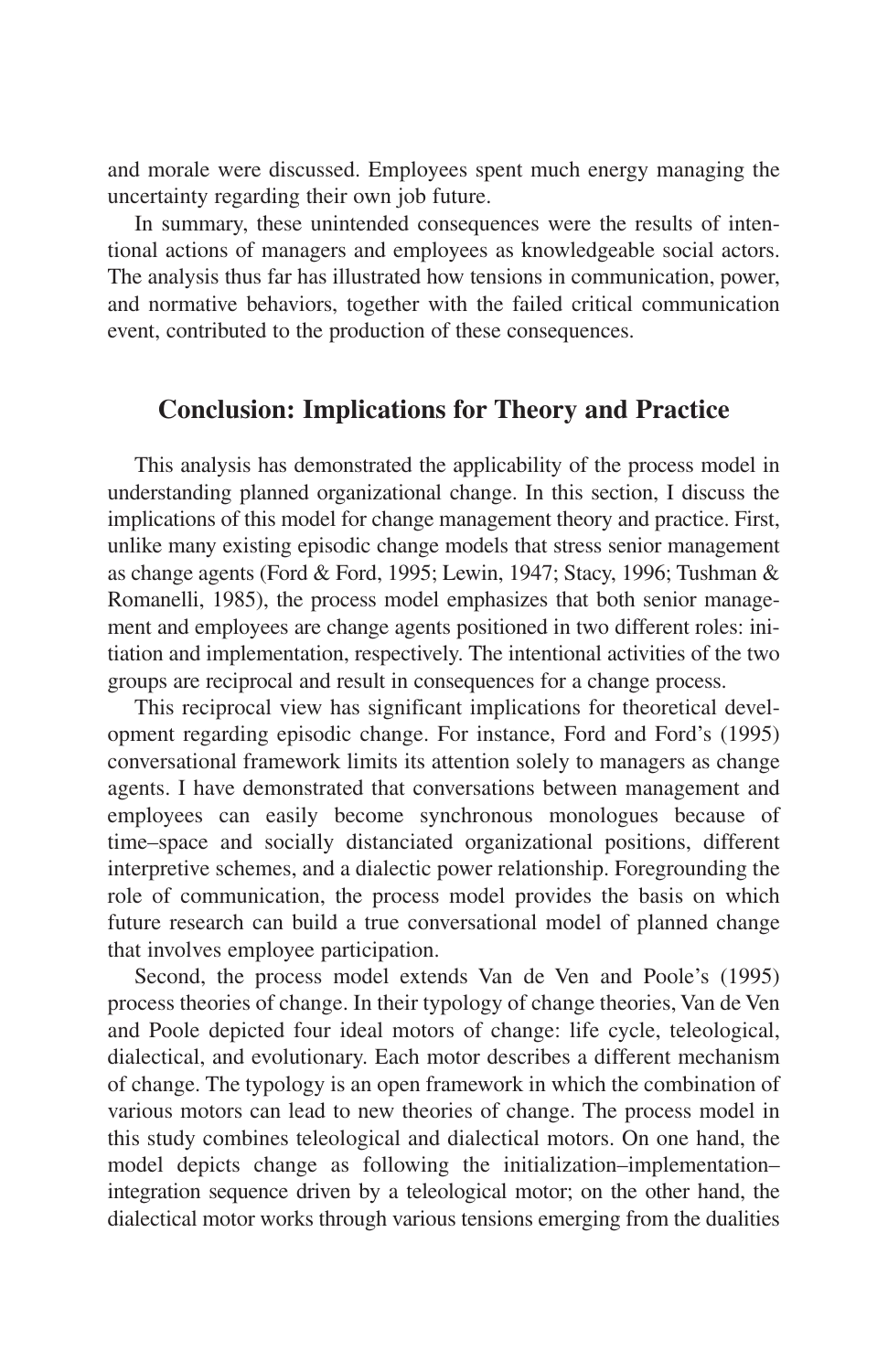and morale were discussed. Employees spent much energy managing the uncertainty regarding their own job future.

In summary, these unintended consequences were the results of intentional actions of managers and employees as knowledgeable social actors. The analysis thus far has illustrated how tensions in communication, power, and normative behaviors, together with the failed critical communication event, contributed to the production of these consequences.

## Conclusion: Implications for Theory and Practice

This analysis has demonstrated the applicability of the process model in understanding planned organizational change. In this section, I discuss the implications of this model for change management theory and practice. First, unlike many existing episodic change models that stress senior management as change agents (Ford & Ford, 1995; Lewin, 1947; Stacy, 1996; Tushman & Romanelli, 1985), the process model emphasizes that both senior management and employees are change agents positioned in two different roles: initiation and implementation, respectively. The intentional activities of the two groups are reciprocal and result in consequences for a change process.

This reciprocal view has significant implications for theoretical development regarding episodic change. For instance, Ford and Ford's (1995) conversational framework limits its attention solely to managers as change agents. I have demonstrated that conversations between management and employees can easily become synchronous monologues because of time–space and socially distanciated organizational positions, different interpretive schemes, and a dialectic power relationship. Foregrounding the role of communication, the process model provides the basis on which future research can build a true conversational model of planned change that involves employee participation.

Second, the process model extends Van de Ven and Poole's (1995) process theories of change. In their typology of change theories, Van de Ven and Poole depicted four ideal motors of change: life cycle, teleological, dialectical, and evolutionary. Each motor describes a different mechanism of change. The typology is an open framework in which the combination of various motors can lead to new theories of change. The process model in this study combines teleological and dialectical motors. On one hand, the model depicts change as following the initialization–implementation–integration sequence driven by a teleological motor; on the other hand, the dialectical motor works through various tensions emerging from the dualities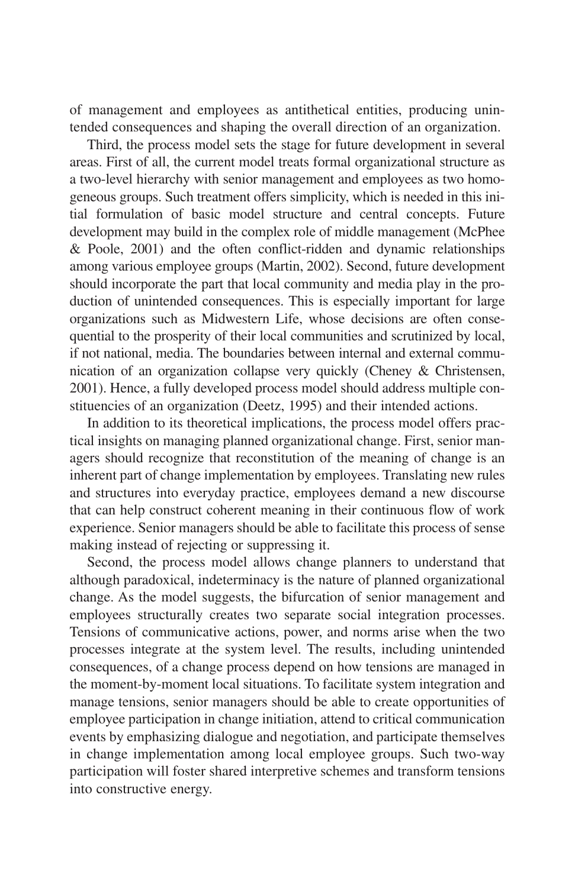of management and employees as antithetical entities, producing unintended consequences and shaping the overall direction of an organization.

Third, the process model sets the stage for future development in several areas. First of all, the current model treats formal organizational structure as a two-level hierarchy with senior management and employees as two homogeneous groups. Such treatment offers simplicity, which is needed in this initial formulation of basic model structure and central concepts. Future development may build in the complex role of middle management (McPhee & Poole, 2001) and the often conflict-ridden and dynamic relationships among various employee groups (Martin, 2002). Second, future development should incorporate the part that local community and media play in the production of unintended consequences. This is especially important for large organizations such as Midwestern Life, whose decisions are often consequential to the prosperity of their local communities and scrutinized by local, if not national, media. The boundaries between internal and external communication of an organization collapse very quickly (Cheney & Christensen, 2001). Hence, a fully developed process model should address multiple constituencies of an organization (Deetz, 1995) and their intended actions.

In addition to its theoretical implications, the process model offers practical insights on managing planned organizational change. First, senior managers should recognize that reconstitution of the meaning of change is an inherent part of change implementation by employees. Translating new rules and structures into everyday practice, employees demand a new discourse that can help construct coherent meaning in their continuous flow of work experience. Senior managers should be able to facilitate this process of sense making instead of rejecting or suppressing it.

Second, the process model allows change planners to understand that although paradoxical, indeterminacy is the nature of planned organizational change. As the model suggests, the bifurcation of senior management and employees structurally creates two separate social integration processes. Tensions of communicative actions, power, and norms arise when the two processes integrate at the system level. The results, including unintended consequences, of a change process depend on how tensions are managed in the moment-by-moment local situations. To facilitate system integration and manage tensions, senior managers should be able to create opportunities of employee participation in change initiation, attend to critical communication events by emphasizing dialogue and negotiation, and participate themselves in change implementation among local employee groups. Such two-way participation will foster shared interpretive schemes and transform tensions into constructive energy.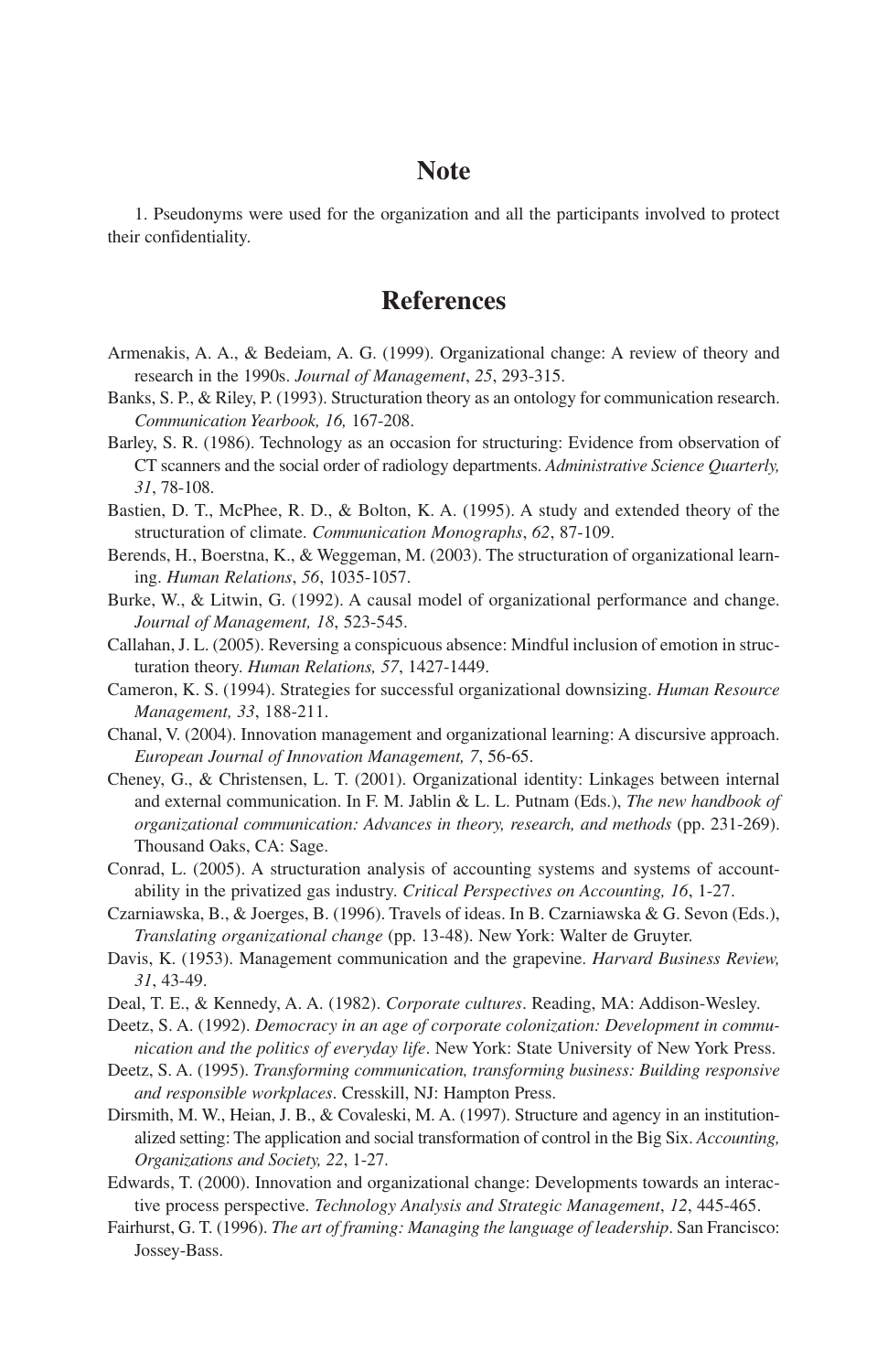## Note

1. Pseudonyms were used for the organization and all the participants involved to protect their confidentiality.

## References

Armenakis, A. A., & Bedeiam, A. G. (1999). Organizational change: A review of theory and research in the 1990s. *Journal of Management*, *25*, 293-315.

Banks, S. P., & Riley, P. (1993). Structuration theory as an ontology for communication research. *Communication Yearbook, 16,* 167-208.

Barley, S. R. (1986). Technology as an occasion for structuring: Evidence from observation of CT scanners and the social order of radiology departments. *Administrative Science Quarterly, 31*, 78-108.

Bastien, D. T., McPhee, R. D., & Bolton, K. A. (1995). A study and extended theory of the structuration of climate. *Communication Monographs*, *62*, 87-109.

Berends, H., Boerstna, K., & Weggeman, M. (2003). The structuration of organizational learning. *Human Relations*, *56*, 1035-1057.

Burke, W., & Litwin, G. (1992). A causal model of organizational performance and change. *Journal of Management, 18*, 523-545.

Callahan, J. L. (2005). Reversing a conspicuous absence: Mindful inclusion of emotion in structuration theory. *Human Relations, 57*, 1427-1449.

Cameron, K. S. (1994). Strategies for successful organizational downsizing. *Human Resource Management, 33*, 188-211.

Chanal, V. (2004). Innovation management and organizational learning: A discursive approach. *European Journal of Innovation Management, 7*, 56-65.

Cheney, G., & Christensen, L. T. (2001). Organizational identity: Linkages between internal and external communication. In F. M. Jablin & L. L. Putnam (Eds.), *The new handbook of organizational communication: Advances in theory, research, and methods* (pp. 231-269). Thousand Oaks, CA: Sage.

Conrad, L. (2005). A structuration analysis of accounting systems and systems of accountability in the privatized gas industry. *Critical Perspectives on Accounting, 16*, 1-27.

Czarniawska, B., & Joerges, B. (1996). Travels of ideas. In B. Czarniawska & G. Sevon (Eds.), *Translating organizational change* (pp. 13-48). New York: Walter de Gruyter.

Davis, K. (1953). Management communication and the grapevine. *Harvard Business Review, 31*, 43-49.

Deal, T. E., & Kennedy, A. A. (1982). *Corporate cultures*. Reading, MA: Addison-Wesley.

Deetz, S. A. (1992). *Democracy in an age of corporate colonization: Development in communication and the politics of everyday life*. New York: State University of New York Press.

Deetz, S. A. (1995). *Transforming communication, transforming business: Building responsive and responsible workplaces*. Cresskill, NJ: Hampton Press.

Dirsmith, M. W., Heian, J. B., & Covaleski, M. A. (1997). Structure and agency in an institutionalized setting: The application and social transformation of control in the Big Six. *Accounting, Organizations and Society, 22*, 1-27.

Edwards, T. (2000). Innovation and organizational change: Developments towards an interactive process perspective. *Technology Analysis and Strategic Management*, *12*, 445-465.

Fairhurst, G. T. (1996). *The art of framing: Managing the language of leadership*. San Francisco: Jossey-Bass.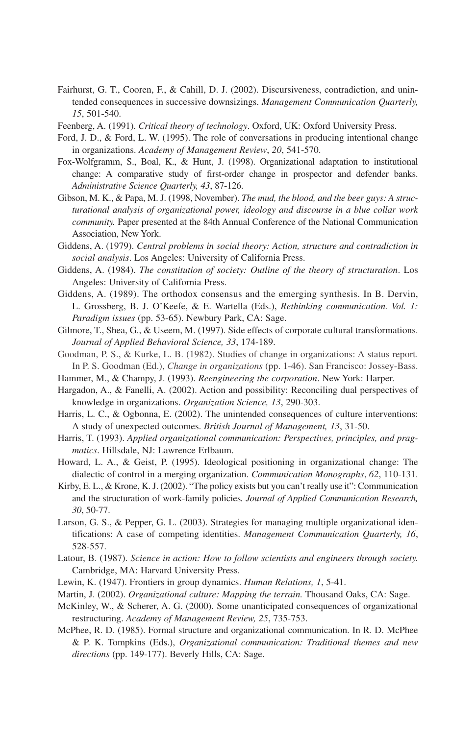Fairhurst, G. T., Cooren, F., & Cahill, D. J. (2002). Discursiveness, contradiction, and unintended consequences in successive downsizings. *Management Communication Quarterly, 15*, 501-540.

Feenberg, A. (1991). *Critical theory of technology*. Oxford, UK: Oxford University Press.

Ford, J. D., & Ford, L. W. (1995). The role of conversations in producing intentional change in organizations. *Academy of Management Review*, *20*, 541-570.

Fox-Wolfgramm, S., Boal, K., & Hunt, J. (1998). Organizational adaptation to institutional change: A comparative study of first-order change in prospector and defender banks. *Administrative Science Quarterly, 43*, 87-126.

Gibson, M. K., & Papa, M. J. (1998, November). *The mud, the blood, and the beer guys: A structurational analysis of organizational power, ideology and discourse in a blue collar work community.* Paper presented at the 84th Annual Conference of the National Communication Association, New York.

Giddens, A. (1979). *Central problems in social theory: Action, structure and contradiction in social analysis*. Los Angeles: University of California Press.

Giddens, A. (1984). *The constitution of society: Outline of the theory of structuration*. Los Angeles: University of California Press.

Giddens, A. (1989). The orthodox consensus and the emerging synthesis. In B. Dervin, L. Grossberg, B. J. O'Keefe, & E. Wartella (Eds.), *Rethinking communication. Vol. 1: Paradigm issues* (pp. 53-65). Newbury Park, CA: Sage.

Gilmore, T., Shea, G., & Useem, M. (1997). Side effects of corporate cultural transformations. *Journal of Applied Behavioral Science, 33*, 174-189.

Goodman, P. S., & Kurke, L. B. (1982). Studies of change in organizations: A status report. In P. S. Goodman (Ed.), *Change in organizations* (pp. 1-46). San Francisco: Jossey-Bass.

Hammer, M., & Champy, J. (1993). *Reengineering the corporation*. New York: Harper.

Hargadon, A., & Fanelli, A. (2002). Action and possibility: Reconciling dual perspectives of knowledge in organizations. *Organization Science, 13*, 290-303.

Harris, L. C., & Ogbonna, E. (2002). The unintended consequences of culture interventions: A study of unexpected outcomes. *British Journal of Management, 13*, 31-50.

Harris, T. (1993). *Applied organizational communication: Perspectives, principles, and pragmatics*. Hillsdale, NJ: Lawrence Erlbaum.

Howard, L. A., & Geist, P. (1995). Ideological positioning in organizational change: The dialectic of control in a merging organization. *Communication Monographs*, *62*, 110-131.

Kirby, E. L., & Krone, K. J. (2002). "The policy exists but you can't really use it": Communication and the structuration of work-family policies*. Journal of Applied Communication Research, 30*, 50-77.

Larson, G. S., & Pepper, G. L. (2003). Strategies for managing multiple organizational identifications: A case of competing identities. *Management Communication Quarterly, 16*, 528-557.

Latour, B. (1987). *Science in action: How to follow scientists and engineers through society.* Cambridge, MA: Harvard University Press.

Lewin, K. (1947). Frontiers in group dynamics. *Human Relations, 1*, 5-41.

Martin, J. (2002). *Organizational culture: Mapping the terrain.* Thousand Oaks, CA: Sage.

McKinley, W., & Scherer, A. G. (2000). Some unanticipated consequences of organizational restructuring. *Academy of Management Review, 25*, 735-753.

McPhee, R. D. (1985). Formal structure and organizational communication. In R. D. McPhee & P. K. Tompkins (Eds.), *Organizational communication: Traditional themes and new directions* (pp. 149-177). Beverly Hills, CA: Sage.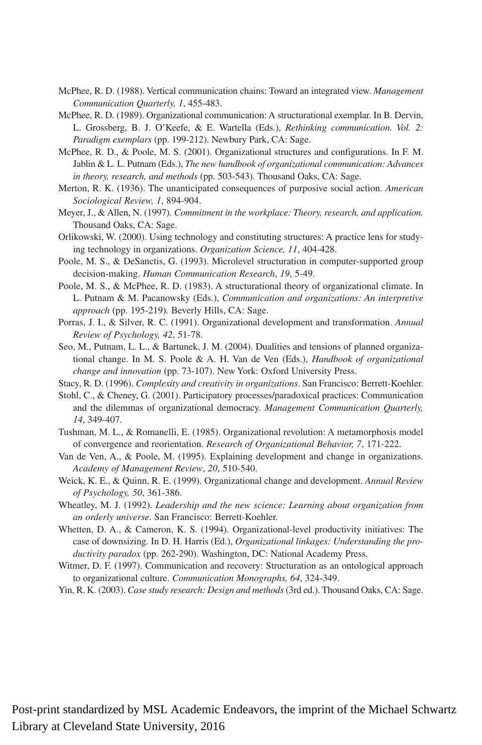McPhee, R. D. (1988). Vertical communication chains: Toward an integrated view. *Management Communication Quarterly, 1*, 455-483.

McPhee, R. D. (1989). Organizational communication: A structurational exemplar. In B. Dervin, L. Grossberg, B. J. O'Keefe, & E. Wartella (Eds.), *Rethinking communication. Vol. 2: Paradigm exemplars* (pp. 199-212). Newbury Park, CA: Sage.

McPhee, R. D., & Poole, M. S. (2001). Organizational structures and configurations. In F. M. Jablin & L. L. Putnam (Eds.), *The new handbook of organizational communication: Advances in theory, research, and methods* (pp. 503-543). Thousand Oaks, CA: Sage.

Merton, R. K. (1936). The unanticipated consequences of purposive social action. *American Sociological Review, 1*, 894-904.

Meyer, J., & Allen, N. (1997). *Commitment in the workplace: Theory, research, and application.* Thousand Oaks, CA: Sage.

Orlikowski, W. (2000). Using technology and constituting structures: A practice lens for studying technology in organizations. *Organization Science, 11*, 404-428.

Poole, M. S., & DeSanctis, G. (1993). Microlevel structuration in computer-supported group decision-making. *Human Communication Research*, *19*, 5-49.

Poole, M. S., & McPhee, R. D. (1983). A structurational theory of organizational climate. In L. Putnam & M. Pacanowsky (Eds.), *Communication and organizations: An interpretive approach* (pp. 195-219)*.* Beverly Hills, CA: Sage.

Porras, J. I., & Silver, R. C. (1991). Organizational development and transformation. *Annual Review of Psychology, 42*, 51-78.

Seo, M., Putnam, L. L., & Bartunek, J. M. (2004). Dualities and tensions of planned organizational change. In M. S. Poole & A. H. Van de Ven (Eds.), *Handbook of organizational change and innovation* (pp. 73-107). New York: Oxford University Press.

Stacy, R. D. (1996). *Complexity and creativity in organizations*. San Francisco: Berrett-Koehler.

Stohl, C., & Cheney, G. (2001). Participatory processes/paradoxical practices: Communication and the dilemmas of organizational democracy. *Management Communication Quarterly, 14*, 349-407.

Tushman, M. L., & Romanelli, E. (1985). Organizational revolution: A metamorphosis model of convergence and reorientation. *Research of Organizational Behavior, 7*, 171-222.

Van de Ven, A., & Poole, M. (1995). Explaining development and change in organizations. *Academy of Management Review*, *20*, 510-540.

Weick, K. E., & Quinn, R. E. (1999). Organizational change and development. *Annual Review of Psychology, 50*, 361-386.

Wheatley, M. J. (1992). *Leadership and the new science: Learning about organization from an orderly universe*. San Francisco: Berrett-Koehler.

Whetten, D. A., & Cameron, K. S. (1994). Organizational-level productivity initiatives: The case of downsizing. In D. H. Harris (Ed.), *Organizational linkages: Understanding the productivity paradox* (pp. 262-290). Washington, DC: National Academy Press.

Witmer, D. F. (1997). Communication and recovery: Structuration as an ontological approach to organizational culture. *Communication Monographs, 64*, 324-349.

Yin, R. K. (2003). *Case study research: Design and methods* (3rd ed.). Thousand Oaks, CA: Sage.

Post-print standardized by MSL Academic Endeavors, the imprint of the Michael Schwartz Library at Cleveland State University, 2016